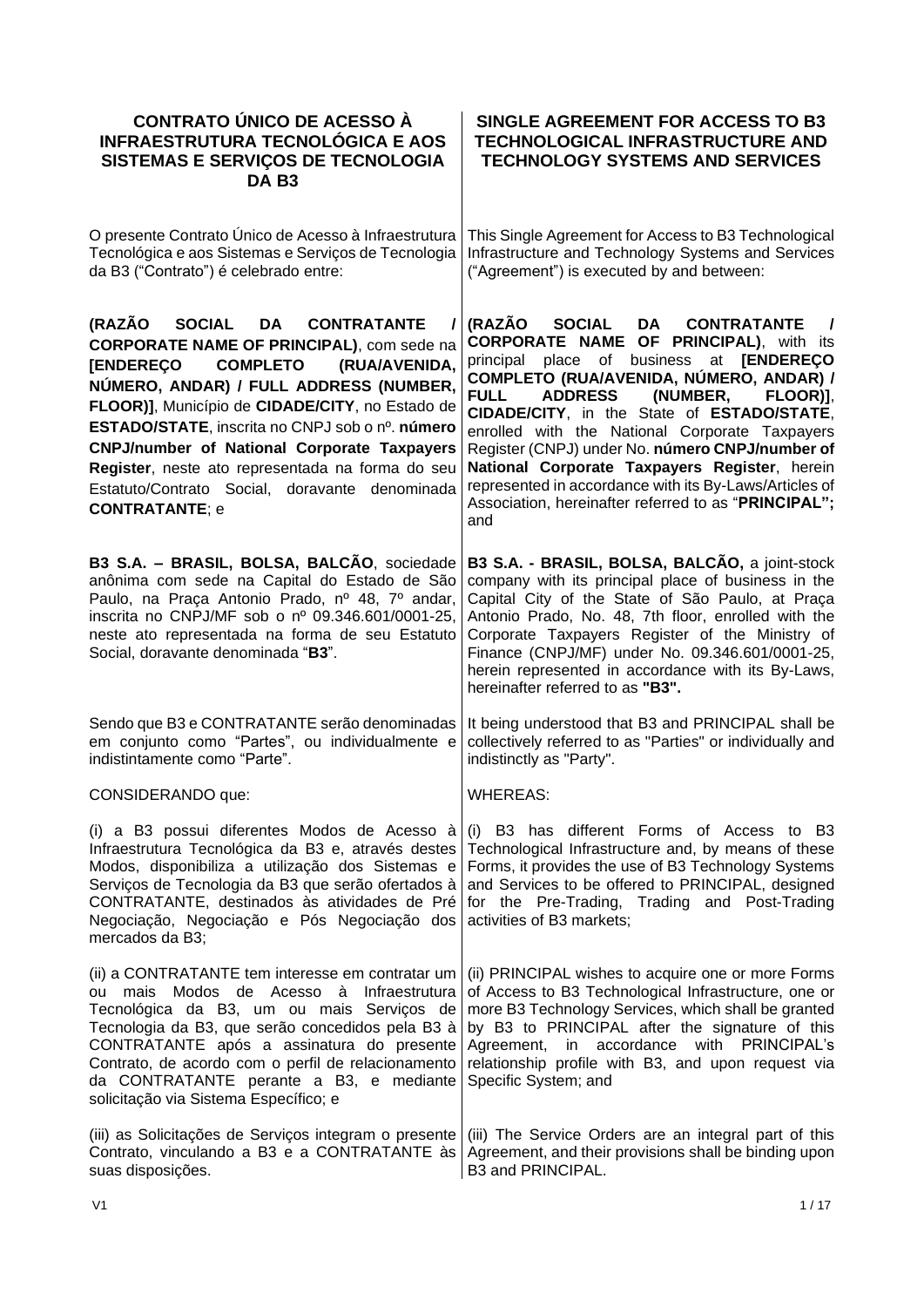**CONTRATO ÚNICO DE ACESSO À INFRAESTRUTURA TECNOLÓGICA E AOS SISTEMAS E SERVIÇOS DE TECNOLOGIA DA B3**

O presente Contrato Único de Acesso à Infraestrutura Tecnológica e aos Sistemas e Serviços de Tecnologia da B3 ("Contrato") é celebrado entre:

**(RAZÃO SOCIAL DA CONTRATANTE / CORPORATE NAME OF PRINCIPAL)**, com sede na **[ENDEREÇO COMPLETO (RUA/AVENIDA, NÚMERO, ANDAR) / FULL ADDRESS (NUMBER, FLOOR)]**, Município de **CIDADE/CITY**, no Estado de **ESTADO/STATE**, inscrita no CNPJ sob o nº. **número CNPJ/number of National Corporate Taxpayers Register**, neste ato representada na forma do seu Estatuto/Contrato Social, doravante denominada **CONTRATANTE**; e

**B3 S.A. – BRASIL, BOLSA, BALCÃO**, sociedade anônima com sede na Capital do Estado de São Paulo, na Praça Antonio Prado, nº 48, 7º andar, inscrita no CNPJ/MF sob o nº 09.346.601/0001-25, neste ato representada na forma de seu Estatuto Social, doravante denominada "**B3**".

Sendo que B3 e CONTRATANTE serão denominadas em conjunto como "Partes", ou individualmente e indistintamente como "Parte".

CONSIDERANDO que:

(i) a B3 possui diferentes Modos de Acesso à Infraestrutura Tecnológica da B3 e, através destes Modos, disponibiliza a utilização dos Sistemas e Serviços de Tecnologia da B3 que serão ofertados à CONTRATANTE, destinados às atividades de Pré Negociação, Negociação e Pós Negociação dos mercados da B3;

(ii) a CONTRATANTE tem interesse em contratar um ou mais Modos de Acesso à Infraestrutura Tecnológica da B3, um ou mais Serviços de Tecnologia da B3, que serão concedidos pela B3 à CONTRATANTE após a assinatura do presente Contrato, de acordo com o perfil de relacionamento da CONTRATANTE perante a B3, e mediante solicitação via Sistema Específico; e

(iii) as Solicitações de Serviços integram o presente Contrato, vinculando a B3 e a CONTRATANTE às suas disposições.

**SINGLE AGREEMENT FOR ACCESS TO B3 TECHNOLOGICAL INFRASTRUCTURE AND TECHNOLOGY SYSTEMS AND SERVICES**

This Single Agreement for Access to B3 Technological Infrastructure and Technology Systems and Services ("Agreement") is executed by and between:

**(RAZÃO SOCIAL DA CONTRATANTE / CORPORATE NAME OF PRINCIPAL)**, with its principal place of business at **[ENDEREÇO COMPLETO (RUA/AVENIDA, NÚMERO, ANDAR) / FULL ADDRESS (NUMBER, FLOOR)]**, **CIDADE/CITY**, in the State of **ESTADO/STATE**, enrolled with the National Corporate Taxpayers Register (CNPJ) under No. **número CNPJ/number of National Corporate Taxpayers Register**, herein represented in accordance with its By-Laws/Articles of Association, hereinafter referred to as "**PRINCIPAL";** and

**B3 S.A. - BRASIL, BOLSA, BALCÃO,** a joint-stock company with its principal place of business in the Capital City of the State of São Paulo, at Praça Antonio Prado, No. 48, 7th floor, enrolled with the Corporate Taxpayers Register of the Ministry of Finance (CNPJ/MF) under No. 09.346.601/0001-25, herein represented in accordance with its By-Laws, hereinafter referred to as **"B3".**

It being understood that B3 and PRINCIPAL shall be collectively referred to as "Parties" or individually and indistinctly as "Party".

WHEREAS:

(i) B3 has different Forms of Access to B3 Technological Infrastructure and, by means of these Forms, it provides the use of B3 Technology Systems and Services to be offered to PRINCIPAL, designed for the Pre-Trading, Trading and Post-Trading activities of B3 markets;

(ii) PRINCIPAL wishes to acquire one or more Forms of Access to B3 Technological Infrastructure, one or more B3 Technology Services, which shall be granted by B3 to PRINCIPAL after the signature of this Agreement, in accordance with PRINCIPAL's relationship profile with B3, and upon request via Specific System; and

(iii) The Service Orders are an integral part of this Agreement, and their provisions shall be binding upon B3 and PRINCIPAL.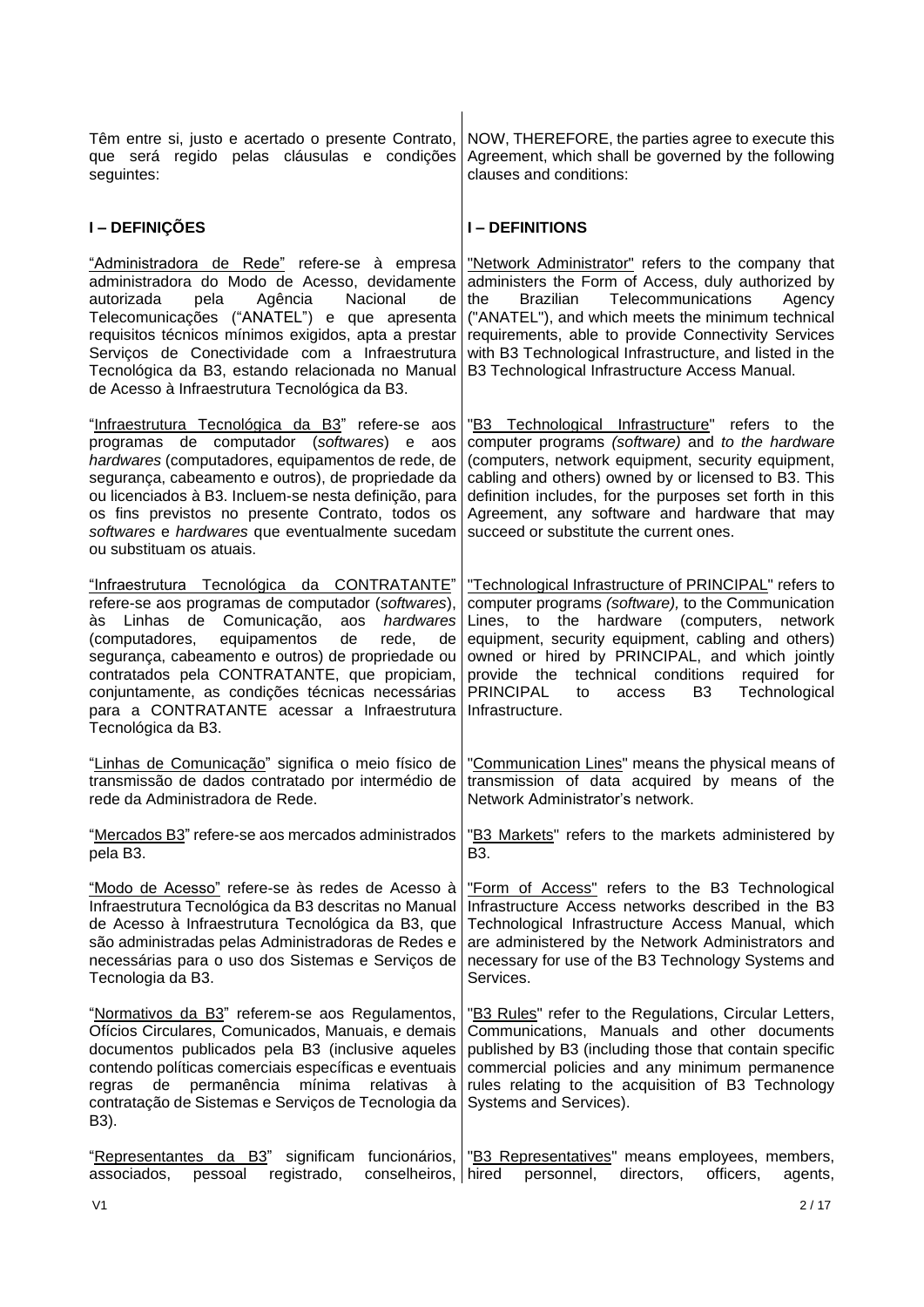Têm entre si, justo e acertado o presente Contrato, que será regido pelas cláusulas e condições seguintes:

NOW, THEREFORE, the parties agree to execute this Agreement, which shall be governed by the following clauses and conditions:

## I – DEFINIÇÕES

## I – DEFINITIONS

"Administradora de Rede" refere-se à empresa administradora do Modo de Acesso, devidamente autorizada pela Agência Nacional de Telecomunicações ("ANATEL") e que apresenta requisitos técnicos mínimos exigidos, apta a prestar Serviços de Conectividade com a Infraestrutura Tecnológica da B3, estando relacionada no Manual de Acesso à Infraestrutura Tecnológica da B3.

"Network Administrator" refers to the company that administers the Form of Access, duly authorized by the Brazilian Telecommunications Agency ("ANATEL"), and which meets the minimum technical requirements, able to provide Connectivity Services with B3 Technological Infrastructure, and listed in the B3 Technological Infrastructure Access Manual.

"Infraestrutura Tecnológica da B3" refere-se aos programas de computador (*softwares*) e aos *hardwares* (computadores, equipamentos de rede, de segurança, cabeamento e outros), de propriedade da ou licenciados à B3. Incluem-se nesta definição, para os fins previstos no presente Contrato, todos os *softwares* e *hardwares* que eventualmente sucedam ou substituam os atuais.

"B3 Technological Infrastructure" refers to the computer programs *(software)* and *to the hardware* (computers, network equipment, security equipment, cabling and others) owned by or licensed to B3. This definition includes, for the purposes set forth in this Agreement, any software and hardware that may succeed or substitute the current ones.

"Infraestrutura Tecnológica da CONTRATANTE" refere-se aos programas de computador (*softwares*), às Linhas de Comunicação, aos *hardwares* (computadores, equipamentos de rede, de segurança, cabeamento e outros) de propriedade ou contratados pela CONTRATANTE, que propiciam, conjuntamente, as condições técnicas necessárias para a CONTRATANTE acessar a Infraestrutura Tecnológica da B3.

"Technological Infrastructure of PRINCIPAL" refers to computer programs *(software),* to the Communication Lines, to the hardware (computers, network equipment, security equipment, cabling and others) owned or hired by PRINCIPAL, and which jointly provide the technical conditions required for PRINCIPAL to access B3 Technological Infrastructure.

"Linhas de Comunicação" significa o meio físico de transmissão de dados contratado por intermédio da rede da Administradora de Rede.

"Communication Lines" means the physical means of transmission of data acquired by means of the Network Administrator's network.

"Mercados B3" refere-se aos mercados administrados pela B3.

"B3 Markets" refers to the markets administered by B3.

"Modo de Acesso" refere-se às redes de Acesso à Infraestrutura Tecnológica da B3 descritas no Manual de Acesso à Infraestrutura Tecnológica da B3, que são administradas pelas Administradoras de Redes e necessárias para o uso dos Sistemas e Serviços de Tecnologia da B3.

"Form of Access" refers to the B3 Technological Infrastructure Access networks described in the B3 Technological Infrastructure Access Manual, which are administered by the Network Administrators and necessary for use of the B3 Technology Systems and Services.

"Normativos da B3" referem-se aos Regulamentos, Ofícios Circulares, Comunicados, Manuais, e demais documentos publicados pela B3 (inclusive aqueles contendo políticas comerciais específicas e eventuais regras de permanência mínima relativas à contratação de Sistemas e Serviços de Tecnologia da B3).

"B3 Rules" refer to the Regulations, Circular Letters, Communications, Manuals and other documents published by B3 (including those that contain specific commercial policies and any minimum permanence rules relating to the acquisition of B3 Technology Systems and Services).

"Representantes da B3" significam funcionários, associados, pessoal registrado, conselheiros,

"B3 Representatives" means employees, members, hired personnel, directors, officers, agents,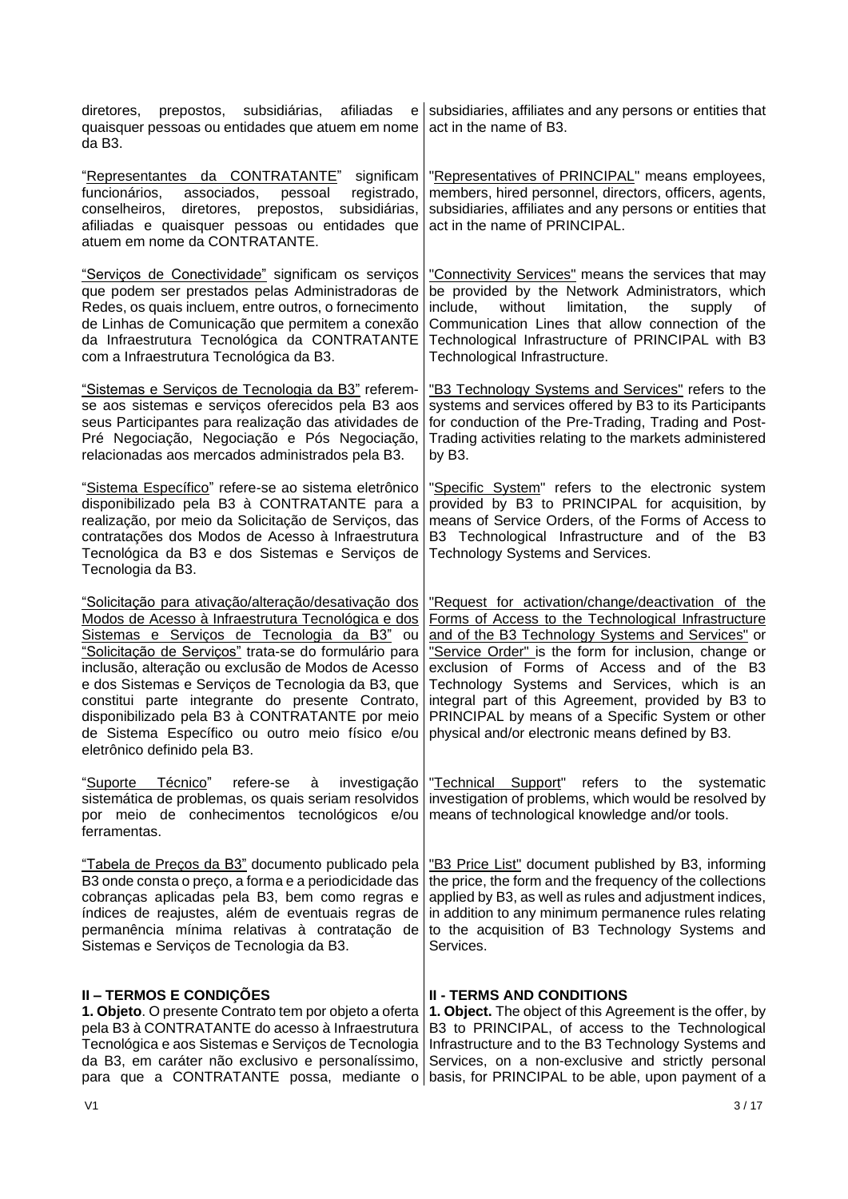diretores, prepostos, subsidiárias, afiliadas e quaisquer pessoas ou entidades que atuem em nome da B3.

subsidiaries, affiliates and any persons or entities that act in the name of B3.

"Representantes da CONTRATANTE" significam funcionários, associados, pessoal registrado, conselheiros, diretores, prepostos, subsidiárias, afiliadas e quaisquer pessoas ou entidades que atuem em nome da CONTRATANTE.

"Representatives of PRINCIPAL" means employees, members, hired personnel, directors, officers, agents, subsidiaries, affiliates and any persons or entities that act in the name of PRINCIPAL.

"Serviços de Conectividade" significam os serviços que podem ser prestados pelas Administradoras de Redes, os quais incluem, entre outros, o fornecimento de Linhas de Comunicação que permitem a conexão da Infraestrutura Tecnológica da CONTRATANTE com a Infraestrutura Tecnológica da B3.

"Connectivity Services" means the services that may be provided by the Network Administrators, which include, without limitation, the supply of Communication Lines that allow connection of the Technological Infrastructure of PRINCIPAL with B3 Technological Infrastructure.

"Sistemas e Serviços de Tecnologia da B3" referem-se aos sistemas e serviços oferecidos pela B3 aos seus Participantes para realização das atividades de Pré Negociação, Negociação e Pós Negociação, relacionadas aos mercados administrados pela B3.

"B3 Technology Systems and Services" refers to the systems and services offered by B3 to its Participants for conduction of the Pre-Trading, Trading and Post-Trading activities relating to the markets administered by B3.

"Sistema Específico" refere-se ao sistema eletrônico disponibilizado pela B3 à CONTRATANTE para a realização, por meio da Solicitação de Serviços, das contratações dos Modos de Acesso à Infraestrutura Tecnológica da B3 e dos Sistemas e Serviços de Tecnologia da B3.

"Specific System" refers to the electronic system provided by B3 to PRINCIPAL for acquisition, by means of Service Orders, of the Forms of Access to B3 Technological Infrastructure and of the B3 Technology Systems and Services.

"Solicitação para ativação/alteração/desativação dos Modos de Acesso à Infraestrutura Tecnológica e dos Sistemas e Serviços de Tecnologia da B3" ou "Solicitação de Serviços" trata-se do formulário para inclusão, alteração ou exclusão de Modos de Acesso e dos Sistemas e Serviços de Tecnologia da B3, que constitui parte integrante do presente Contrato, disponibilizado pela B3 à CONTRATANTE por meio de Sistema Específico ou outro meio físico e/ou eletrônico definido pela B3.

"Request for activation/change/deactivation of the Forms of Access to the Technological Infrastructure and of the B3 Technology Systems and Services" or "Service Order" is the form for inclusion, change or exclusion of Forms of Access and of the B3 Technology Systems and Services, which is an integral part of this Agreement, provided by B3 to PRINCIPAL by means of a Specific System or other physical and/or electronic means defined by B3.

"Suporte Técnico" refere-se à investigação sistemática de problemas, os quais seriam resolvidos por meio de conhecimentos tecnológicos e/ou ferramentas.

"Technical Support" refers to the systematic investigation of problems, which would be resolved by means of technological knowledge and/or tools.

"Tabela de Preços da B3" documento publicado pela B3 onde consta o preço, a forma e a periodicidade das cobranças aplicadas pela B3, bem como regras e índices de reajustes, além de eventuais regras de permanência mínima relativas à contratação de Sistemas e Serviços de Tecnologia da B3.

"B3 Price List" document published by B3, informing the price, the form and the frequency of the collections applied by B3, as well as rules and adjustment indices, in addition to any minimum permanence rules relating to the acquisition of B3 Technology Systems and Services.

## II – TERMOS E CONDIÇÕES

**1. Objeto**. O presente Contrato tem por objeto a oferta pela B3 à CONTRATANTE do acesso à Infraestrutura Tecnológica e aos Sistemas e Serviços de Tecnologia da B3, em caráter não exclusivo e personalíssimo, para que a CONTRATANTE possa, mediante o

## II - TERMS AND CONDITIONS

**1. Object.** The object of this Agreement is the offer, by B3 to PRINCIPAL, of access to the Technological Infrastructure and to the B3 Technology Systems and Services, on a non-exclusive and strictly personal basis, for PRINCIPAL to be able, upon payment of a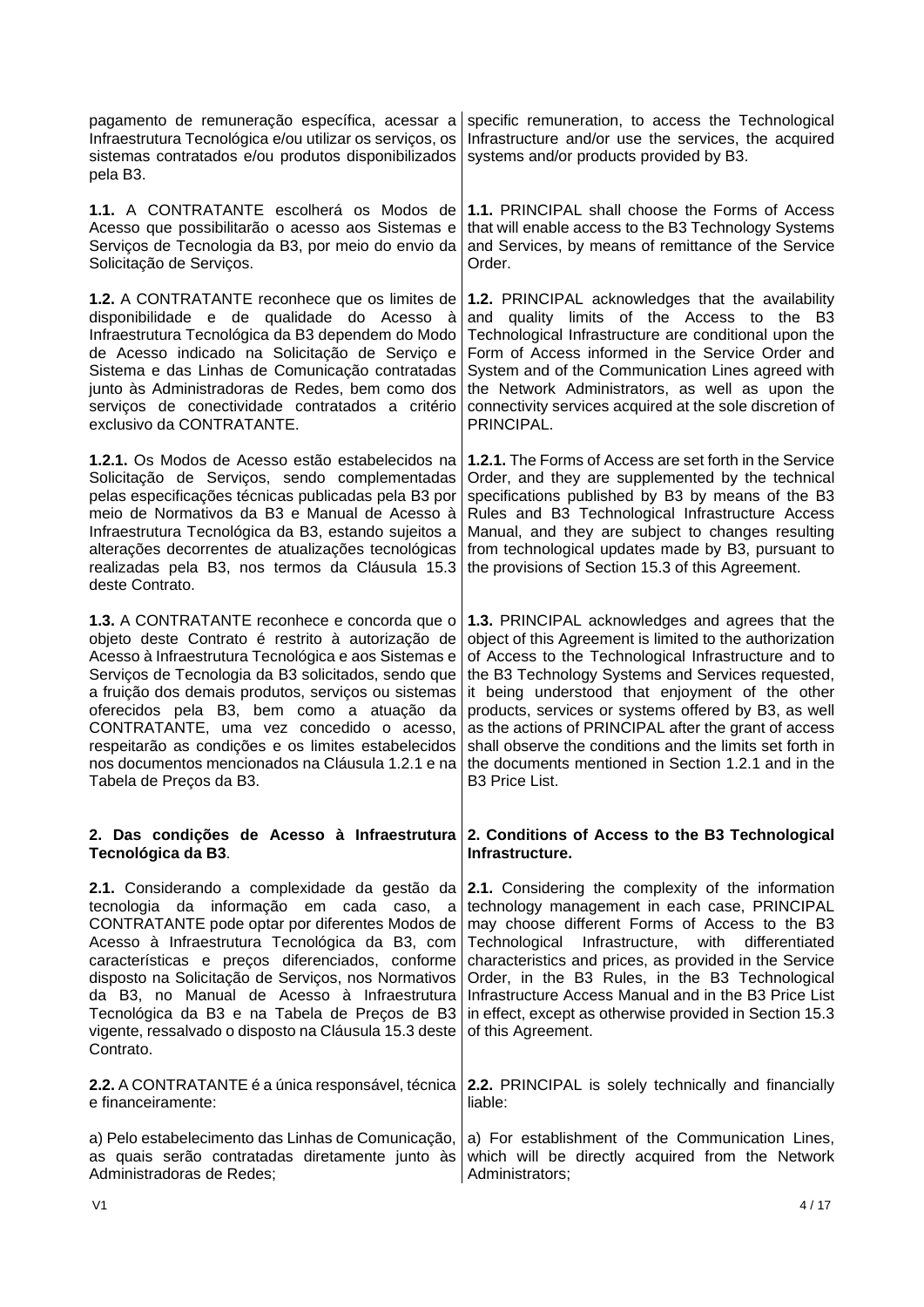pagamento de remuneração específica, acessar a Infraestrutura Tecnológica e/ou utilizar os serviços, os sistemas contratados e/ou produtos disponibilizados pela B3.

specific remuneration, to access the Technological Infrastructure and/or use the services, the acquired systems and/or products provided by B3.

**1.1.** A CONTRATANTE escolherá os Modos de Acesso que possibilitarão o acesso aos Sistemas e Serviços de Tecnologia da B3, por meio do envio da Solicitação de Serviços.

**1.1.** PRINCIPAL shall choose the Forms of Access that will enable access to the B3 Technology Systems and Services, by means of remittance of the Service Order.

**1.2.** A CONTRATANTE reconhece que os limites de disponibilidade e de qualidade do Acesso à Infraestrutura Tecnológica da B3 dependem do Modo de Acesso indicado na Solicitação de Serviço e Sistema e das Linhas de Comunicação contratadas junto às Administradoras de Redes, bem como dos serviços de conectividade contratados a critério exclusivo da CONTRATANTE.

**1.2.** PRINCIPAL acknowledges that the availability and quality limits of the Access to the B3 Technological Infrastructure are conditional upon the Form of Access informed in the Service Order and System and of the Communication Lines agreed with the Network Administrators, as well as upon the connectivity services acquired at the sole discretion of PRINCIPAL.

**1.2.1.** Os Modos de Acesso estão estabelecidos na Solicitação de Serviços, sendo complementadas pelas especificações técnicas publicadas pela B3 por meio de Normativos da B3 e Manual de Acesso à Infraestrutura Tecnológica da B3, estando sujeitos a alterações decorrentes de atualizações tecnológicas realizadas pela B3, nos termos da Cláusula 15.3 deste Contrato.

**1.2.1.** The Forms of Access are set forth in the Service Order, and they are supplemented by the technical specifications published by B3 by means of the B3 Rules and B3 Technological Infrastructure Access Manual, and they are subject to changes resulting from technological updates made by B3, pursuant to the provisions of Section 15.3 of this Agreement.

**1.3.** A CONTRATANTE reconhece e concorda que o objeto deste Contrato é restrito à autorização de Acesso à Infraestrutura Tecnológica e aos Sistemas e Serviços de Tecnologia da B3 solicitados, sendo que a fruição dos demais produtos, serviços ou sistemas oferecidos pela B3, bem como a atuação da CONTRATANTE, uma vez concedido o acesso, respeitarão as condições e os limites estabelecidos nos documentos mencionados na Cláusula 1.2.1 e na Tabela de Preços da B3.

**1.3.** PRINCIPAL acknowledges and agrees that the object of this Agreement is limited to the authorization of Access to the Technological Infrastructure and to the B3 Technology Systems and Services requested, it being understood that enjoyment of the other products, services or systems offered by B3, as well as the actions of PRINCIPAL after the grant of access shall observe the conditions and the limits set forth in the documents mentioned in Section 1.2.1 and in the B3 Price List.

## 2. Das condições de Acesso à Infraestrutura Tecnológica da B3.

## 2. Conditions of Access to the B3 Technological Infrastructure.

**2.1.** Considerando a complexidade da gestão da tecnologia da informação em cada caso, a CONTRATANTE pode optar por diferentes Modos de Acesso à Infraestrutura Tecnológica da B3, com características e preços diferenciados, conforme disposto na Solicitação de Serviços, nos Normativos da B3, no Manual de Acesso à Infraestrutura Tecnológica da B3 e na Tabela de Preços de B3 vigente, ressalvado o disposto na Cláusula 15.3 deste Contrato.

**2.1.** Considering the complexity of the information technology management in each case, PRINCIPAL may choose different Forms of Access to the B3 Technological Infrastructure, with differentiated characteristics and prices, as provided in the Service Order, in the B3 Rules, in the B3 Technological Infrastructure Access Manual and in the B3 Price List in effect, except as otherwise provided in Section 15.3 of this Agreement.

**2.2.** A CONTRATANTE é a única responsável, técnica e financeiramente:

**2.2.** PRINCIPAL is solely technically and financially liable:

a) Pelo estabelecimento das Linhas de Comunicação, as quais serão contratadas diretamente junto às Administradoras de Redes;

a) For establishment of the Communication Lines, which will be directly acquired from the Network Administrators;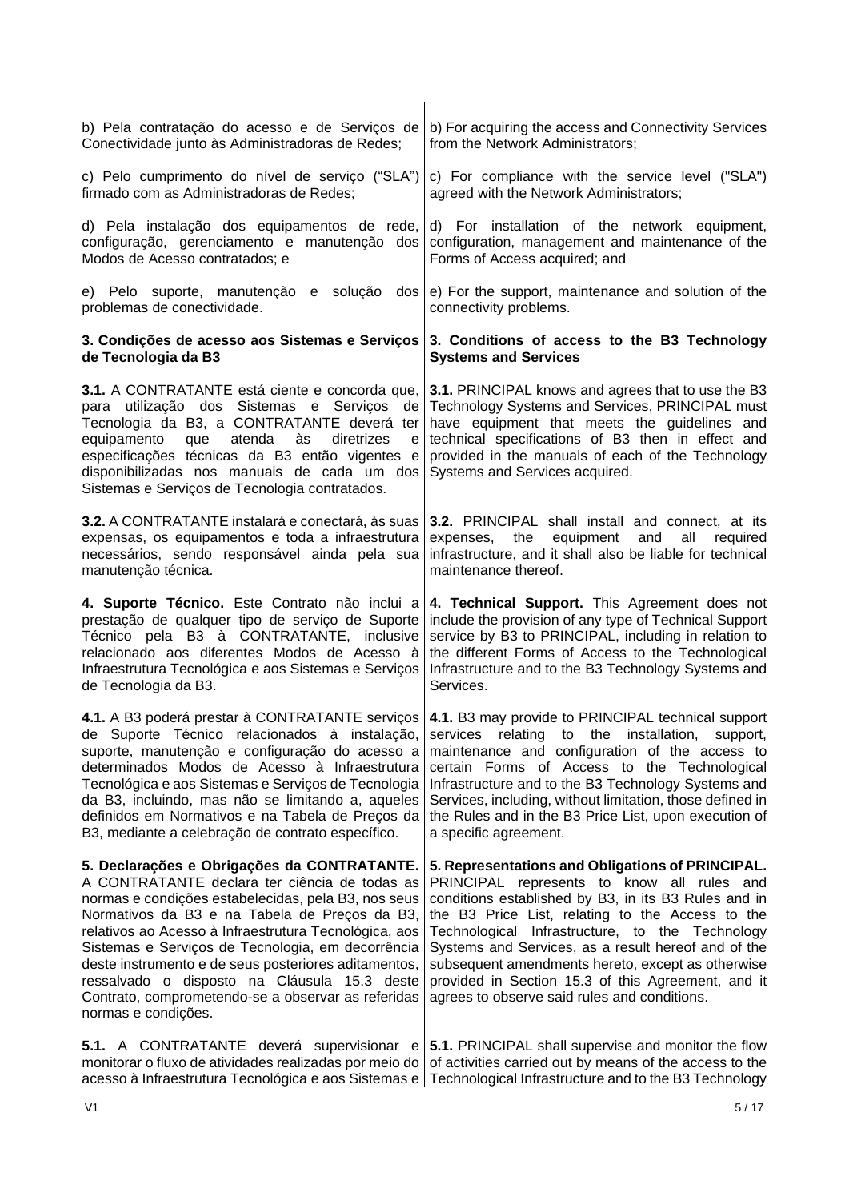b) Pela contratação do acesso e de Serviços de Conectividade junto às Administradoras de Redes;

b) For acquiring the access and Connectivity Services from the Network Administrators;

c) Pelo cumprimento do nível de serviço ("SLA") firmado com as Administradoras de Redes;

c) For compliance with the service level ("SLA") agreed with the Network Administrators;

d) Pela instalação dos equipamentos de rede, configuração, gerenciamento e manutenção dos Modos de Acesso contratados; e

d) For installation of the network equipment, configuration, management and maintenance of the Forms of Access acquired; and

e) Pelo suporte, manutenção e solução dos problemas de conectividade.

e) For the support, maintenance and solution of the connectivity problems.

**3. Condições de acesso aos Sistemas e Serviços de Tecnologia da B3**

**3. Conditions of access to the B3 Technology Systems and Services**

**3.1.** A CONTRATANTE está ciente e concorda que, para utilização dos Sistemas e Serviços de Tecnologia da B3, a CONTRATANTE deverá ter equipamento que atenda às diretrizes e especificações técnicas da B3 então vigentes e disponibilizadas nos manuais de cada um dos Sistemas e Serviços de Tecnologia contratados.

**3.1.** PRINCIPAL knows and agrees that to use the B3 Technology Systems and Services, PRINCIPAL must have equipment that meets the guidelines and technical specifications of B3 then in effect and provided in the manuals of each of the Technology Systems and Services acquired.

**3.2.** A CONTRATANTE instalará e conectará, às suas expensas, os equipamentos e toda a infraestrutura necessários, sendo responsável ainda pela sua manutenção técnica.

**3.2.** PRINCIPAL shall install and connect, at its expenses, the equipment and all required infrastructure, and it shall also be liable for technical maintenance thereof.

**4. Suporte Técnico.** Este Contrato não inclui a prestação de qualquer tipo de serviço de Suporte Técnico pela B3 à CONTRATANTE, inclusive relacionado aos diferentes Modos de Acesso à Infraestrutura Tecnológica e aos Sistemas e Serviços de Tecnologia da B3.

**4. Technical Support.** This Agreement does not include the provision of any type of Technical Support service by B3 to PRINCIPAL, including in relation to the different Forms of Access to the Technological Infrastructure and to the B3 Technology Systems and Services.

**4.1.** A B3 poderá prestar à CONTRATANTE serviços de Suporte Técnico relacionados à instalação, suporte, manutenção e configuração do acesso a determinados Modos de Acesso à Infraestrutura Tecnológica e aos Sistemas e Serviços de Tecnologia da B3, incluindo, mas não se limitando a, aqueles definidos em Normativos e na Tabela de Preços da B3, mediante a celebração de contrato específico.

**4.1.** B3 may provide to PRINCIPAL technical support services relating to the installation, support, maintenance and configuration of the access to certain Forms of Access to the Technological Infrastructure and to the B3 Technology Systems and Services, including, without limitation, those defined in the Rules and in the B3 Price List, upon execution of a specific agreement.

**5. Declarações e Obrigações da CONTRATANTE.** A CONTRATANTE declara ter ciência de todas as normas e condições estabelecidas, pela B3, nos seus Normativos da B3 e na Tabela de Preços da B3, relativos ao Acesso à Infraestrutura Tecnológica, aos Sistemas e Serviços de Tecnologia, em decorrência deste instrumento e de seus posteriores aditamentos, ressalvado o disposto na Cláusula 15.3 deste Contrato, comprometendo-se a observar as referidas normas e condições.

**5. Representations and Obligations of PRINCIPAL.** PRINCIPAL represents to know all rules and conditions established by B3, in its B3 Rules and in the B3 Price List, relating to the Access to the Technological Infrastructure, to the Technology Systems and Services, as a result hereof and of the subsequent amendments hereto, except as otherwise provided in Section 15.3 of this Agreement, and it agrees to observe said rules and conditions.

**5.1.** A CONTRATANTE deverá supervisionar e monitorar o fluxo de atividades realizadas por meio do acesso à Infraestrutura Tecnológica e aos Sistemas e

**5.1.** PRINCIPAL shall supervise and monitor the flow of activities carried out by means of the access to the Technological Infrastructure and to the B3 Technology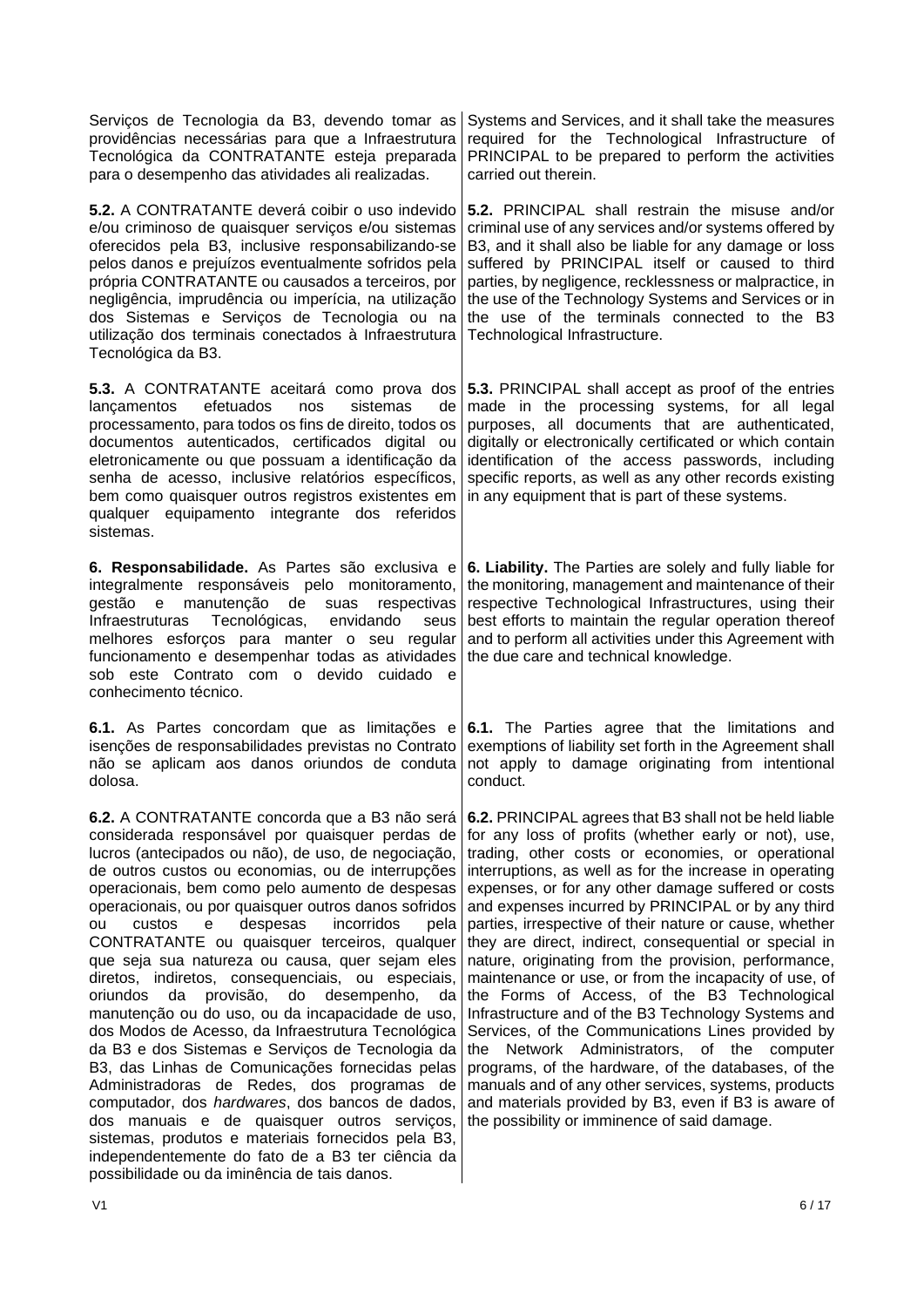Serviços de Tecnologia da B3, devendo tomar as providências necessárias para que a Infraestrutura Tecnológica da CONTRATANTE esteja preparada para o desempenho das atividades ali realizadas.

Systems and Services, and it shall take the measures required for the Technological Infrastructure of PRINCIPAL to be prepared to perform the activities carried out therein.

**5.2.** A CONTRATANTE deverá coibir o uso indevido e/ou criminoso de quaisquer serviços e/ou sistemas oferecidos pela B3, inclusive responsabilizando-se pelos danos e prejuízos eventualmente sofridos pela própria CONTRATANTE ou causados a terceiros, por negligência, imprudência ou imperícia, na utilização dos Sistemas e Serviços de Tecnologia ou na utilização dos terminais conectados à Infraestrutura Tecnológica da B3.

**5.2.** PRINCIPAL shall restrain the misuse and/or criminal use of any services and/or systems offered by B3, and it shall also be liable for any damage or loss suffered by PRINCIPAL itself or caused to third parties, by negligence, recklessness or malpractice, in the use of the Technology Systems and Services or in the use of the terminals connected to the B3 Technological Infrastructure.

**5.3.** A CONTRATANTE aceitará como prova dos lançamentos efetuados nos sistemas de processamento, para todos os fins de direito, todos os documentos autenticados, certificados digital ou eletronicamente ou que possuam a identificação da senha de acesso, inclusive relatórios específicos, bem como quaisquer outros registros existentes em qualquer equipamento integrante dos referidos sistemas.

**5.3.** PRINCIPAL shall accept as proof of the entries made in the processing systems, for all legal purposes, all documents that are authenticated, digitally or electronically certificated or which contain identification of the access passwords, including specific reports, as well as any other records existing in any equipment that is part of these systems.

**6. Responsabilidade.** As Partes são exclusiva e integralmente responsáveis pelo monitoramento, gestão e manutenção de suas respectivas Infraestruturas Tecnológicas, envidando seus melhores esforços para manter o seu regular funcionamento e desempenhar todas as atividades sob este Contrato com o devido cuidado e conhecimento técnico.

**6. Liability.** The Parties are solely and fully liable for the monitoring, management and maintenance of their respective Technological Infrastructures, using their best efforts to maintain the regular operation thereof and to perform all activities under this Agreement with the due care and technical knowledge.

**6.1.** As Partes concordam que as limitações e isenções de responsabilidades previstas no Contrato não se aplicam aos danos oriundos de conduta dolosa.

**6.1.** The Parties agree that the limitations and exemptions of liability set forth in the Agreement shall not apply to damage originating from intentional conduct.

**6.2.** A CONTRATANTE concorda que a B3 não será considerada responsável por quaisquer perdas de lucros (antecipados ou não), de uso, de negociação, de outros custos ou economias, ou de interrupções operacionais, bem como pelo aumento de despesas operacionais, ou por quaisquer outros danos sofridos ou custos e despesas incorridos pela CONTRATANTE ou quaisquer terceiros, qualquer que seja sua natureza ou causa, quer sejam eles diretos, indiretos, consequenciais, ou especiais, oriundos da provisão, do desempenho, da manutenção ou do uso, ou da incapacidade de uso, dos Modos de Acesso, da Infraestrutura Tecnológica da B3 e dos Sistemas e Serviços de Tecnologia da B3, das Linhas de Comunicações fornecidas pelas Administradoras de Redes, dos programas de computador, dos *hardwares*, dos bancos de dados, dos manuais e de quaisquer outros serviços, sistemas, produtos e materiais fornecidos pela B3, independentemente do fato de a B3 ter ciência da possibilidade ou da iminência de tais danos.

**6.2.** PRINCIPAL agrees that B3 shall not be held liable for any loss of profits (whether early or not), use, trading, other costs or economies, or operational interruptions, as well as for the increase in operating expenses, or for any other damage suffered or costs and expenses incurred by PRINCIPAL or by any third parties, irrespective of their nature or cause, whether they are direct, indirect, consequential or special in nature, originating from the provision, performance, maintenance or use, or from the incapacity of use, of the Forms of Access, of the B3 Technological Infrastructure and of the B3 Technology Systems and Services, of the Communications Lines provided by the Network Administrators, of the computer programs, of the hardware, of the databases, of the manuals and of any other services, systems, products and materials provided by B3, even if B3 is aware of the possibility or imminence of said damage.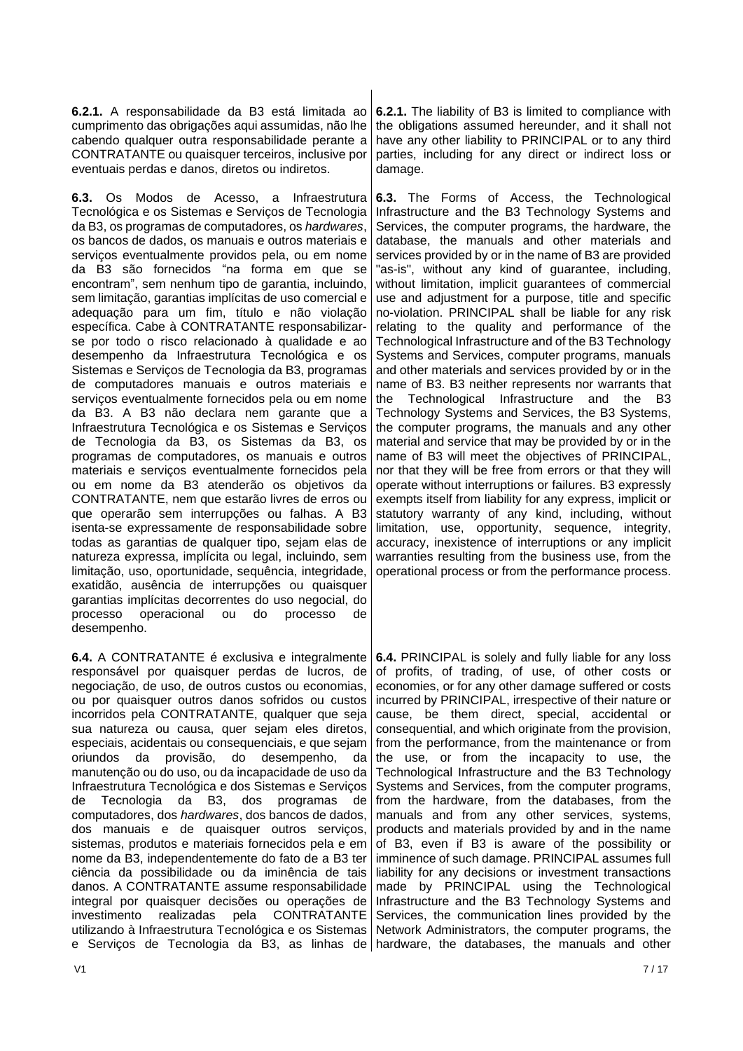**6.2.1.** A responsabilidade da B3 está limitada ao cumprimento das obrigações aqui assumidas, não lhe cabendo qualquer outra responsabilidade perante a CONTRATANTE ou quaisquer terceiros, inclusive por eventuais perdas e danos, diretos ou indiretos.

**6.2.1.** The liability of B3 is limited to compliance with the obligations assumed hereunder, and it shall not have any other liability to PRINCIPAL or to any third parties, including for any direct or indirect loss or damage.

**6.3.** Os Modos de Acesso, a Infraestrutura Tecnológica e os Sistemas e Serviços de Tecnologia da B3, os programas de computadores, os *hardwares*, os bancos de dados, os manuais e outros materiais e serviços eventualmente providos pela, ou em nome da B3 são fornecidos "na forma em que se encontram", sem nenhum tipo de garantia, incluindo, sem limitação, garantias implícitas de uso comercial e adequação para um fim, título e não violação específica. Cabe à CONTRATANTE responsabilizar-se por todo o risco relacionado à qualidade e ao desempenho da Infraestrutura Tecnológica e os Sistemas e Serviços de Tecnologia da B3, programas de computadores manuais e outros materiais e serviços eventualmente fornecidos pela ou em nome da B3. A B3 não declara nem garante que a Infraestrutura Tecnológica e os Sistemas e Serviços de Tecnologia da B3, os Sistemas da B3, os programas de computadores, os manuais e outros materiais e serviços eventualmente fornecidos pela ou em nome da B3 atenderão os objetivos da CONTRATANTE, nem que estarão livres de erros ou que operarão sem interrupções ou falhas. A B3 isenta-se expressamente de responsabilidade sobre todas as garantias de qualquer tipo, sejam elas de natureza expressa, implícita ou legal, incluindo, sem limitação, uso, oportunidade, sequência, integridade, exatidão, ausência de interrupções ou quaisquer garantias implícitas decorrentes do uso negocial, do processo operacional ou do processo de desempenho.

**6.3.** The Forms of Access, the Technological Infrastructure and the B3 Technology Systems and Services, the computer programs, the hardware, the database, the manuals and other materials and services provided by or in the name of B3 are provided "as-is", without any kind of guarantee, including, without limitation, implicit guarantees of commercial use and adjustment for a purpose, title and specific no-violation. PRINCIPAL shall be liable for any risk relating to the quality and performance of the Technological Infrastructure and of the B3 Technology Systems and Services, computer programs, manuals and other materials and services provided by or in the name of B3. B3 neither represents nor warrants that the Technological Infrastructure and the B3 Technology Systems and Services, the B3 Systems, the computer programs, the manuals and any other material and service that may be provided by or in the name of B3 will meet the objectives of PRINCIPAL, nor that they will be free from errors or that they will operate without interruptions or failures. B3 expressly exempts itself from liability for any express, implicit or statutory warranty of any kind, including, without limitation, use, opportunity, sequence, integrity, accuracy, inexistence of interruptions or any implicit warranties resulting from the business use, from the operational process or from the performance process.

**6.4.** A CONTRATANTE é exclusiva e integralmente responsável por quaisquer perdas de lucros, de negociação, de uso, de outros custos ou economias, ou por quaisquer outros danos sofridos ou custos incorridos pela CONTRATANTE, qualquer que seja sua natureza ou causa, quer sejam eles diretos, especiais, acidentais ou consequenciais, e que sejam oriundos da provisão, do desempenho, da manutenção ou do uso, ou da incapacidade de uso da Infraestrutura Tecnológica e dos Sistemas e Serviços de Tecnologia da B3, dos programas de computadores, dos *hardwares*, dos bancos de dados, dos manuais e de quaisquer outros serviços, sistemas, produtos e materiais fornecidos pela e em nome da B3, independentemente do fato de a B3 ter ciência da possibilidade ou da iminência de tais danos. A CONTRATANTE assume responsabilidade integral por quaisquer decisões ou operações de investimento realizadas pela CONTRATANTE utilizando à Infraestrutura Tecnológica e os Sistemas e Serviços de Tecnologia da B3, as linhas de

**6.4.** PRINCIPAL is solely and fully liable for any loss of profits, of trading, of use, of other costs or economies, or for any other damage suffered or costs incurred by PRINCIPAL, irrespective of their nature or cause, be them direct, special, accidental or consequential, and which originate from the provision, from the performance, from the maintenance or from the use, or from the incapacity to use, the Technological Infrastructure and the B3 Technology Systems and Services, from the computer programs, from the hardware, from the databases, from the manuals and from any other services, systems, products and materials provided by and in the name of B3, even if B3 is aware of the possibility or imminence of such damage. PRINCIPAL assumes full liability for any decisions or investment transactions made by PRINCIPAL using the Technological Infrastructure and the B3 Technology Systems and Services, the communication lines provided by the Network Administrators, the computer programs, the hardware, the databases, the manuals and other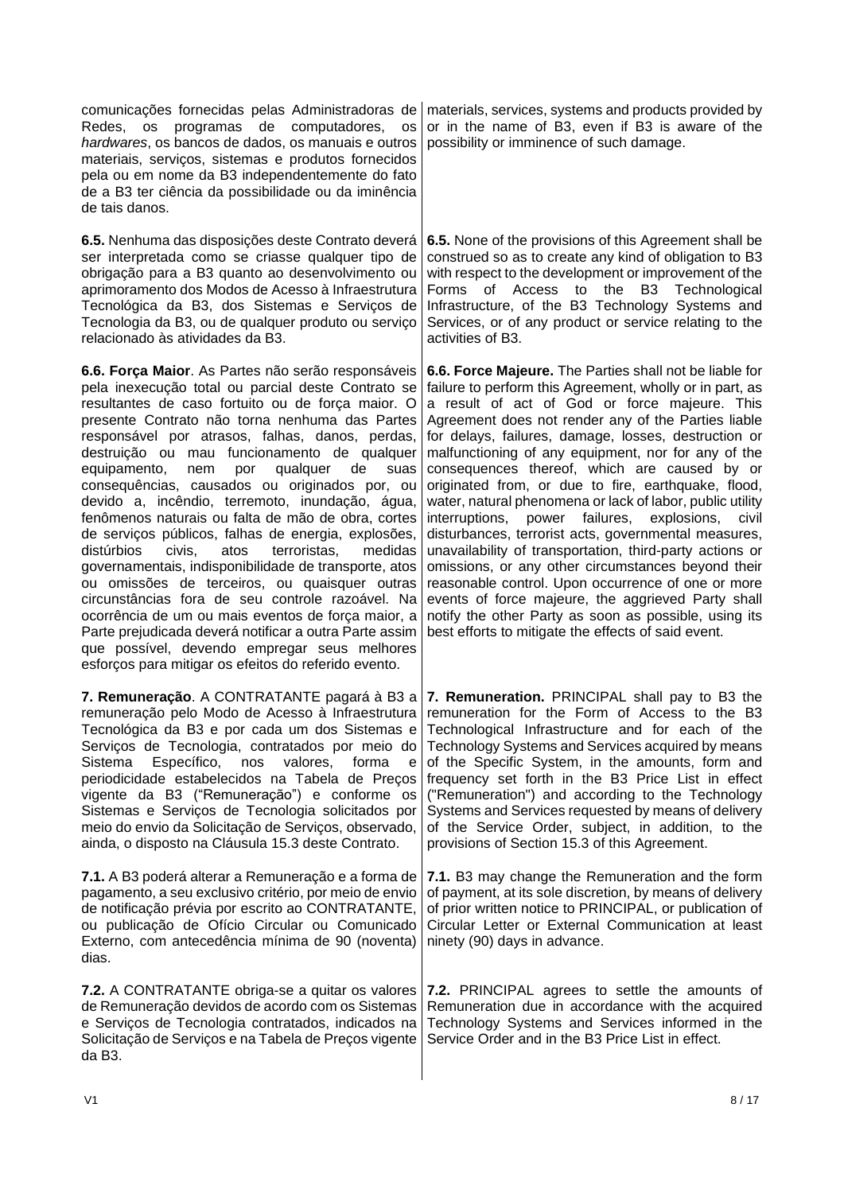comunicações fornecidas pelas Administradoras de Redes, os programas de computadores, os *hardwares*, os bancos de dados, os manuais e outros materiais, serviços, sistemas e produtos fornecidos pela ou em nome da B3 independentemente do fato de a B3 ter ciência da possibilidade ou da iminência de tais danos.

materials, services, systems and products provided by or in the name of B3, even if B3 is aware of the possibility or imminence of such damage.

**6.5.** Nenhuma das disposições deste Contrato deverá ser interpretada como se criasse qualquer tipo de obrigação para a B3 quanto ao desenvolvimento ou aprimoramento dos Modos de Acesso à Infraestrutura Tecnológica da B3, dos Sistemas e Serviços de Tecnologia da B3, ou de qualquer produto ou serviço relacionado às atividades da B3.

**6.5.** None of the provisions of this Agreement shall be construed so as to create any kind of obligation to B3 with respect to the development or improvement of the Forms of Access to the B3 Technological Infrastructure, of the B3 Technology Systems and Services, or of any product or service relating to the activities of B3.

**6.6. Força Maior**. As Partes não serão responsáveis pela inexecução total ou parcial deste Contrato se resultantes de caso fortuito ou de força maior. O presente Contrato não torna nenhuma das Partes responsável por atrasos, falhas, danos, perdas, destruição ou mau funcionamento de qualquer equipamento, nem por qualquer de suas consequências, causados ou originados por, ou devido a, incêndio, terremoto, inundação, água, fenômenos naturais ou falta de mão de obra, cortes de serviços públicos, falhas de energia, explosões, distúrbios civis, atos terroristas, medidas governamentais, indisponibilidade de transporte, atos ou omissões de terceiros, ou quaisquer outras circunstâncias fora de seu controle razoável. Na ocorrência de um ou mais eventos de força maior, a Parte prejudicada deverá notificar a outra Parte assim que possível, devendo empregar seus melhores esforços para mitigar os efeitos do referido evento.

**6.6. Force Majeure.** The Parties shall not be liable for failure to perform this Agreement, wholly or in part, as a result of act of God or force majeure. This Agreement does not render any of the Parties liable for delays, failures, damage, losses, destruction or malfunctioning of any equipment, nor for any of the consequences thereof, which are caused by or originated from, or due to fire, earthquake, flood, water, natural phenomena or lack of labor, public utility interruptions, power failures, explosions, civil disturbances, terrorist acts, governmental measures, unavailability of transportation, third-party actions or omissions, or any other circumstances beyond their reasonable control. Upon occurrence of one or more events of force majeure, the aggrieved Party shall notify the other Party as soon as possible, using its best efforts to mitigate the effects of said event.

**7. Remuneração**. A CONTRATANTE pagará à B3 a remuneração pelo Modo de Acesso à Infraestrutura Tecnológica da B3 e por cada um dos Sistemas e Serviços de Tecnologia, contratados por meio do Sistema Específico, nos valores, forma e periodicidade estabelecidos na Tabela de Preços vigente da B3 ("Remuneração") e conforme os Sistemas e Serviços de Tecnologia solicitados por meio do envio da Solicitação de Serviços, observado, ainda, o disposto na Cláusula 15.3 deste Contrato.

**7. Remuneration.** PRINCIPAL shall pay to B3 the remuneration for the Form of Access to the B3 Technological Infrastructure and for each of the Technology Systems and Services acquired by means of the Specific System, in the amounts, form and frequency set forth in the B3 Price List in effect ("Remuneration") and according to the Technology Systems and Services requested by means of delivery of the Service Order, subject, in addition, to the provisions of Section 15.3 of this Agreement.

**7.1.** A B3 poderá alterar a Remuneração e a forma de pagamento, a seu exclusivo critério, por meio de envio de notificação prévia por escrito ao CONTRATANTE, ou publicação de Ofício Circular ou Comunicado Externo, com antecedência mínima de 90 (noventa) dias.

**7.1.** B3 may change the Remuneration and the form of payment, at its sole discretion, by means of delivery of prior written notice to PRINCIPAL, or publication of Circular Letter or External Communication at least ninety (90) days in advance.

**7.2.** A CONTRATANTE obriga-se a quitar os valores de Remuneração devidos de acordo com os Sistemas e Serviços de Tecnologia contratados, indicados na Solicitação de Serviços e na Tabela de Preços vigente da B3.

**7.2.** PRINCIPAL agrees to settle the amounts of Remuneration due in accordance with the acquired Technology Systems and Services informed in the Service Order and in the B3 Price List in effect.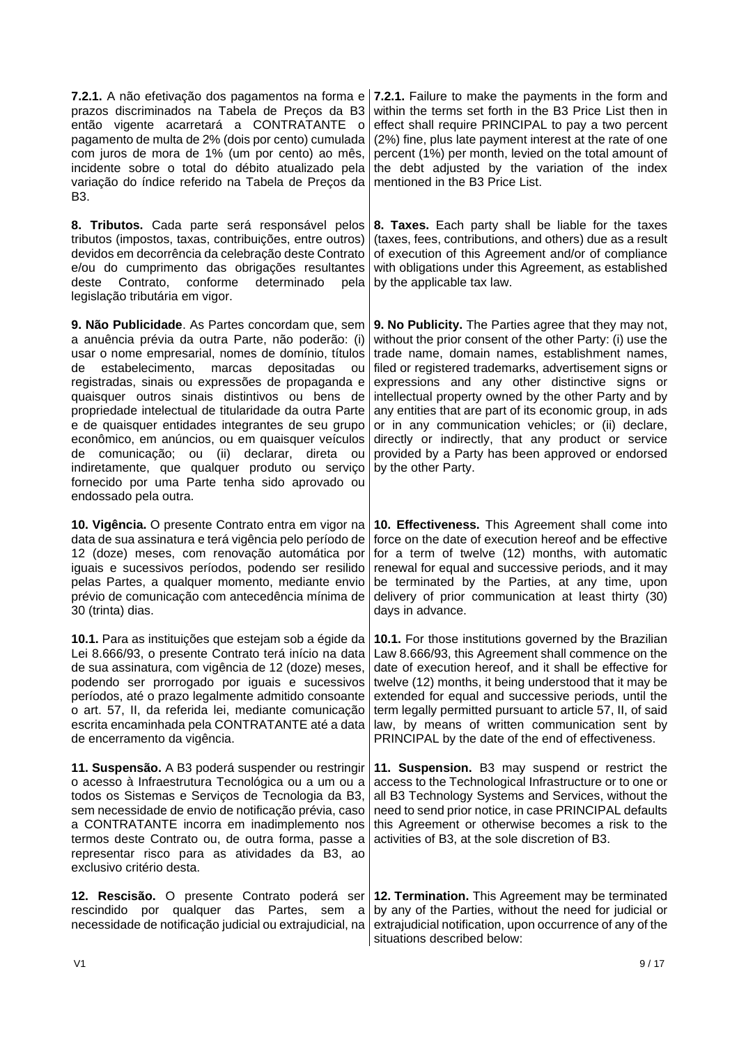**7.2.1.** A não efetivação dos pagamentos na forma e prazos discriminados na Tabela de Preços da B3 então vigente acarretará a CONTRATANTE o pagamento de multa de 2% (dois por cento) cumulada com juros de mora de 1% (um por cento) ao mês, incidente sobre o total do débito atualizado pela variação do índice referido na Tabela de Preços da B3.

**7.2.1.** Failure to make the payments in the form and within the terms set forth in the B3 Price List then in effect shall require PRINCIPAL to pay a two percent (2%) fine, plus late payment interest at the rate of one percent (1%) per month, levied on the total amount of the debt adjusted by the variation of the index mentioned in the B3 Price List.

**8. Tributos.** Cada parte será responsável pelos tributos (impostos, taxas, contribuições, entre outros) devidos em decorrência da celebração deste Contrato e/ou do cumprimento das obrigações resultantes deste Contrato, conforme determinado pela legislação tributária em vigor.

**8. Taxes.** Each party shall be liable for the taxes (taxes, fees, contributions, and others) due as a result of execution of this Agreement and/or of compliance with obligations under this Agreement, as established by the applicable tax law.

**9. Não Publicidade**. As Partes concordam que, sem a anuência prévia da outra Parte, não poderão: (i) usar o nome empresarial, nomes de domínio, títulos de estabelecimento, marcas depositadas ou registradas, sinais ou expressões de propaganda e quaisquer outros sinais distintivos ou bens de propriedade intelectual de titularidade da outra Parte e de quaisquer entidades integrantes de seu grupo econômico, em anúncios, ou em quaisquer veículos de comunicação; ou (ii) declarar, direta ou indiretamente, que qualquer produto ou serviço fornecido por uma Parte tenha sido aprovado ou endossado pela outra.

**9. No Publicity.** The Parties agree that they may not, without the prior consent of the other Party: (i) use the trade name, domain names, establishment names, filed or registered trademarks, advertisement signs or expressions and any other distinctive signs or intellectual property owned by the other Party and by any entities that are part of its economic group, in ads or in any communication vehicles; or (ii) declare, directly or indirectly, that any product or service provided by a Party has been approved or endorsed by the other Party.

**10. Vigência.** O presente Contrato entra em vigor na data de sua assinatura e terá vigência pelo período de 12 (doze) meses, com renovação automática por iguais e sucessivos períodos, podendo ser resilido pelas Partes, a qualquer momento, mediante envio prévio de comunicação com antecedência mínima de 30 (trinta) dias.

**10. Effectiveness.** This Agreement shall come into force on the date of execution hereof and be effective for a term of twelve (12) months, with automatic renewal for equal and successive periods, and it may be terminated by the Parties, at any time, upon delivery of prior communication at least thirty (30) days in advance.

**10.1.** Para as instituições que estejam sob a égide da Lei 8.666/93, o presente Contrato terá início na data de sua assinatura, com vigência de 12 (doze) meses, podendo ser prorrogado por iguais e sucessivos períodos, até o prazo legalmente admitido consoante o art. 57, II, da referida lei, mediante comunicação escrita encaminhada pela CONTRATANTE até a data de encerramento da vigência.

**10.1.** For those institutions governed by the Brazilian Law 8.666/93, this Agreement shall commence on the date of execution hereof, and it shall be effective for twelve (12) months, it being understood that it may be extended for equal and successive periods, until the term legally permitted pursuant to article 57, II, of said law, by means of written communication sent by PRINCIPAL by the date of the end of effectiveness.

**11. Suspensão.** A B3 poderá suspender ou restringir o acesso à Infraestrutura Tecnológica ou a um ou a todos os Sistemas e Serviços de Tecnologia da B3, sem necessidade de envio de notificação prévia, caso a CONTRATANTE incorra em inadimplemento nos termos deste Contrato ou, de outra forma, passe a representar risco para as atividades da B3, ao exclusivo critério desta.

**11. Suspension.** B3 may suspend or restrict the access to the Technological Infrastructure or to one or all B3 Technology Systems and Services, without the need to send prior notice, in case PRINCIPAL defaults this Agreement or otherwise becomes a risk to the activities of B3, at the sole discretion of B3.

**12. Rescisão.** O presente Contrato poderá ser rescindido por qualquer das Partes, sem a necessidade de notificação judicial ou extrajudicial, na

**12. Termination.** This Agreement may be terminated by any of the Parties, without the need for judicial or extrajudicial notification, upon occurrence of any of the situations described below: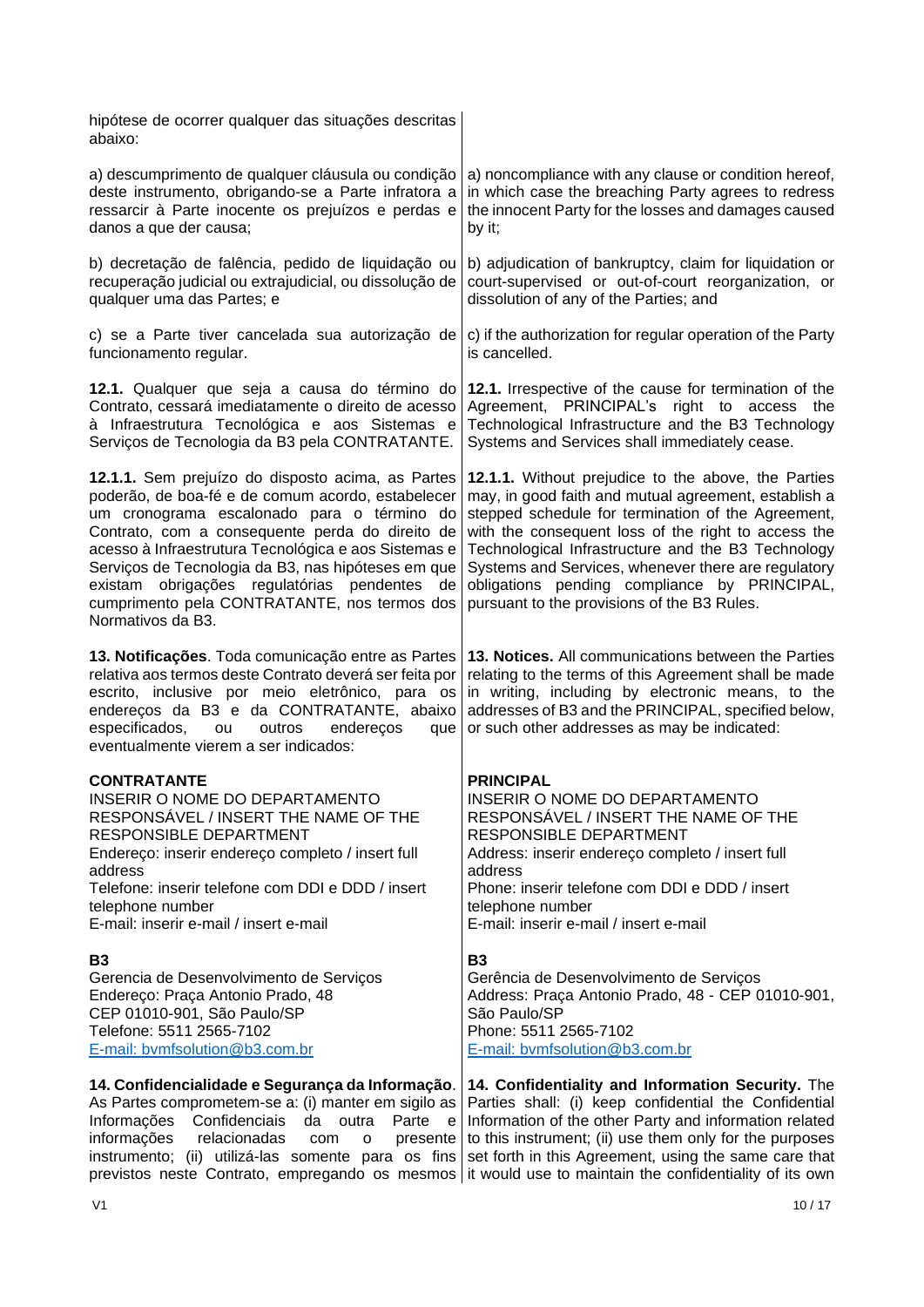| | |
|---|---|
| hipótese de ocorrer qualquer das situações descritas abaixo: | |
| a) descumprimento de qualquer cláusula ou condição deste instrumento, obrigando-se a Parte infratora a ressarcir à Parte inocente os prejuízos e perdas e danos a que der causa; | a) noncompliance with any clause or condition hereof, in which case the breaching Party agrees to redress the innocent Party for the losses and damages caused by it; |
| b) decretação de falência, pedido de liquidação ou recuperação judicial ou extrajudicial, ou dissolução de qualquer uma das Partes; e | b) adjudication of bankruptcy, claim for liquidation or court-supervised or out-of-court reorganization, or dissolution of any of the Parties; and |
| c) se a Parte tiver cancelada sua autorização de funcionamento regular. | c) if the authorization for regular operation of the Party is cancelled. |
| **12.1.** Qualquer que seja a causa do término do Contrato, cessará imediatamente o direito de acesso à Infraestrutura Tecnológica e aos Sistemas e Serviços de Tecnologia da B3 pela CONTRATANTE. | **12.1.** Irrespective of the cause for termination of the Agreement, PRINCIPAL's right to access the Technological Infrastructure and the B3 Technology Systems and Services shall immediately cease. |
| **12.1.1.** Sem prejuízo do disposto acima, as Partes poderão, de boa-fé e de comum acordo, estabelecer um cronograma escalonado para o término do Contrato, com a consequente perda do direito de acesso à Infraestrutura Tecnológica e aos Sistemas e Serviços de Tecnologia da B3, nas hipóteses em que existam obrigações regulatórias pendentes de cumprimento pela CONTRATANTE, nos termos dos Normativos da B3. | **12.1.1.** Without prejudice to the above, the Parties may, in good faith and mutual agreement, establish a stepped schedule for termination of the Agreement, with the consequent loss of the right to access the Technological Infrastructure and the B3 Technology Systems and Services, whenever there are regulatory obligations pending compliance by PRINCIPAL, pursuant to the provisions of the B3 Rules. |
| **13. Notificações**. Toda comunicação entre as Partes relativa aos termos deste Contrato deverá ser feita por escrito, inclusive por meio eletrônico, para os endereços da B3 e da CONTRATANTE, abaixo especificados, ou outros endereços que eventualmente vierem a ser indicados: | **13. Notices.** All communications between the Parties relating to the terms of this Agreement shall be made in writing, including by electronic means, to the addresses of B3 and the PRINCIPAL, specified below, or such other addresses as may be indicated: |
| **CONTRATANTE**<br>INSERIR O NOME DO DEPARTAMENTO RESPONSÁVEL / INSERT THE NAME OF THE RESPONSIBLE DEPARTMENT<br>Endereço: inserir endereço completo / insert full address<br>Telefone: inserir telefone com DDI e DDD / insert telephone number<br>E-mail: inserir e-mail / insert e-mail | **PRINCIPAL**<br>INSERIR O NOME DO DEPARTAMENTO RESPONSÁVEL / INSERT THE NAME OF THE RESPONSIBLE DEPARTMENT<br>Address: inserir endereço completo / insert full address<br>Phone: inserir telefone com DDI e DDD / insert telephone number<br>E-mail: inserir e-mail / insert e-mail |
| **B3**<br>Gerencia de Desenvolvimento de Serviços<br>Endereço: Praça Antonio Prado, 48<br>CEP 01010-901, São Paulo/SP<br>Telefone: 5511 2565-7102<br>E-mail: bvmfsolution@b3.com.br | **B3**<br>Gerência de Desenvolvimento de Serviços<br>Address: Praça Antonio Prado, 48 - CEP 01010-901, São Paulo/SP<br>Phone: 5511 2565-7102<br>E-mail: bvmfsolution@b3.com.br |
| **14. Confidencialidade e Segurança da Informação**. As Partes comprometem-se a: (i) manter em sigilo as Informações Confidenciais da outra Parte e informações relacionadas com o presente instrumento; (ii) utilizá-las somente para os fins previstos neste Contrato, empregando os mesmos | **14. Confidentiality and Information Security.** The Parties shall: (i) keep confidential the Confidential Information of the other Party and information related to this instrument; (ii) use them only for the purposes set forth in this Agreement, using the same care that it would use to maintain the confidentiality of its own |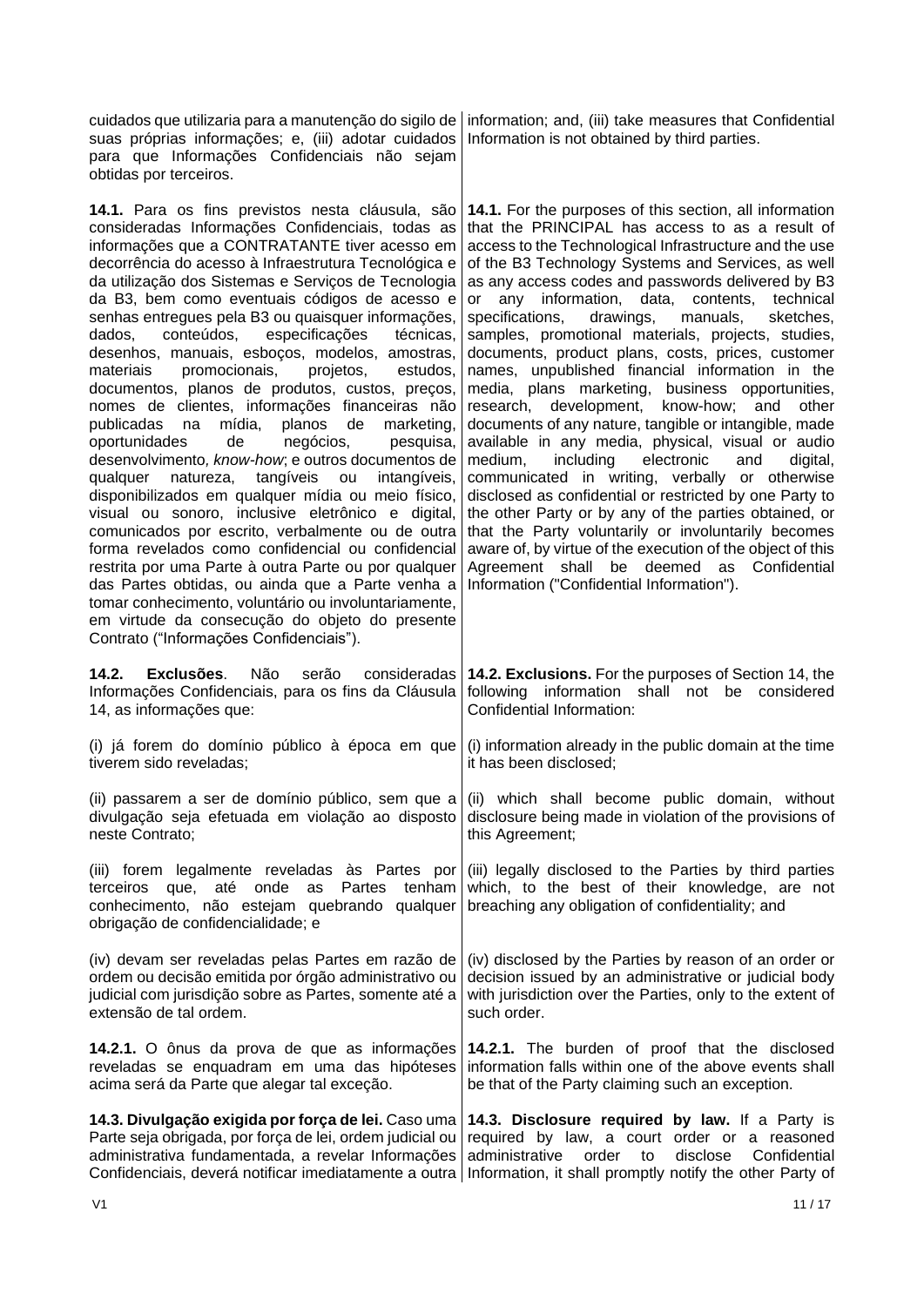| | |
|---|---|
| cuidados que utilizaria para a manutenção do sigilo de suas próprias informações; e, (iii) adotar cuidados para que Informações Confidenciais não sejam obtidas por terceiros. | information; and, (iii) take measures that Confidential Information is not obtained by third parties. |
| **14.1.** Para os fins previstos nesta cláusula, são consideradas Informações Confidenciais, todas as informações que a CONTRATANTE tiver acesso em decorrência do acesso à Infraestrutura Tecnológica e da utilização dos Sistemas e Serviços de Tecnologia da B3, bem como eventuais códigos de acesso e senhas entregues pela B3 ou quaisquer informações, dados, conteúdos, especificações técnicas, desenhos, manuais, esboços, modelos, amostras, materiais promocionais, projetos, estudos, documentos, planos de produtos, custos, preços, nomes de clientes, informações financeiras não publicadas na mídia, planos de marketing, oportunidades de negócios, pesquisa, desenvolvimento, *know-how*; e outros documentos de qualquer natureza, tangíveis ou intangíveis, disponibilizados em qualquer mídia ou meio físico, visual ou sonoro, inclusive eletrônico e digital, comunicados por escrito, verbalmente ou de outra forma revelados como confidencial ou confidencial restrita por uma Parte à outra Parte ou por qualquer das Partes obtidas, ou ainda que a Parte venha a tomar conhecimento, voluntário ou involuntariamente, em virtude da consecução do objeto do presente Contrato ("Informações Confidenciais"). | **14.1.** For the purposes of this section, all information that the PRINCIPAL has access to as a result of access to the Technological Infrastructure and the use of the B3 Technology Systems and Services, as well as any access codes and passwords delivered by B3 or any information, data, contents, technical specifications, drawings, manuals, sketches, samples, promotional materials, projects, studies, documents, product plans, costs, prices, customer names, unpublished financial information in the media, plans marketing, business opportunities, research, development, know-how; and other documents of any nature, tangible or intangible, made available in any media, physical, visual or audio medium, including electronic and digital, communicated in writing, verbally or otherwise disclosed as confidential or restricted by one Party to the other Party or by any of the parties obtained, or that the Party voluntarily or involuntarily becomes aware of, by virtue of the execution of the object of this Agreement shall be deemed as Confidential Information ("Confidential Information"). |
| **14.2. Exclusões**. Não serão consideradas Informações Confidenciais, para os fins da Cláusula 14, as informações que: | **14.2. Exclusions.** For the purposes of Section 14, the following information shall not be considered Confidential Information: |
| (i) já forem do domínio público à época em que tiverem sido reveladas; | (i) information already in the public domain at the time it has been disclosed; |
| (ii) passarem a ser de domínio público, sem que a divulgação seja efetuada em violação ao disposto neste Contrato; | (ii) which shall become public domain, without disclosure being made in violation of the provisions of this Agreement; |
| (iii) forem legalmente reveladas às Partes por terceiros que, até onde as Partes tenham conhecimento, não estejam quebrando qualquer obrigação de confidencialidade; e | (iii) legally disclosed to the Parties by third parties which, to the best of their knowledge, are not breaching any obligation of confidentiality; and |
| (iv) devam ser reveladas pelas Partes em razão de ordem ou decisão emitida por órgão administrativo ou judicial com jurisdição sobre as Partes, somente até a extensão de tal ordem. | (iv) disclosed by the Parties by reason of an order or decision issued by an administrative or judicial body with jurisdiction over the Parties, only to the extent of such order. |
| **14.2.1.** O ônus da prova de que as informações reveladas se enquadram em uma das hipóteses acima será da Parte que alegar tal exceção. | **14.2.1.** The burden of proof that the disclosed information falls within one of the above events shall be that of the Party claiming such an exception. |
| **14.3. Divulgação exigida por força de lei.** Caso uma Parte seja obrigada, por força de lei, ordem judicial ou administrativa fundamentada, a revelar Informações Confidenciais, deverá notificar imediatamente a outra | **14.3. Disclosure required by law.** If a Party is required by law, a court order or a reasoned administrative order to disclose Confidential Information, it shall promptly notify the other Party of |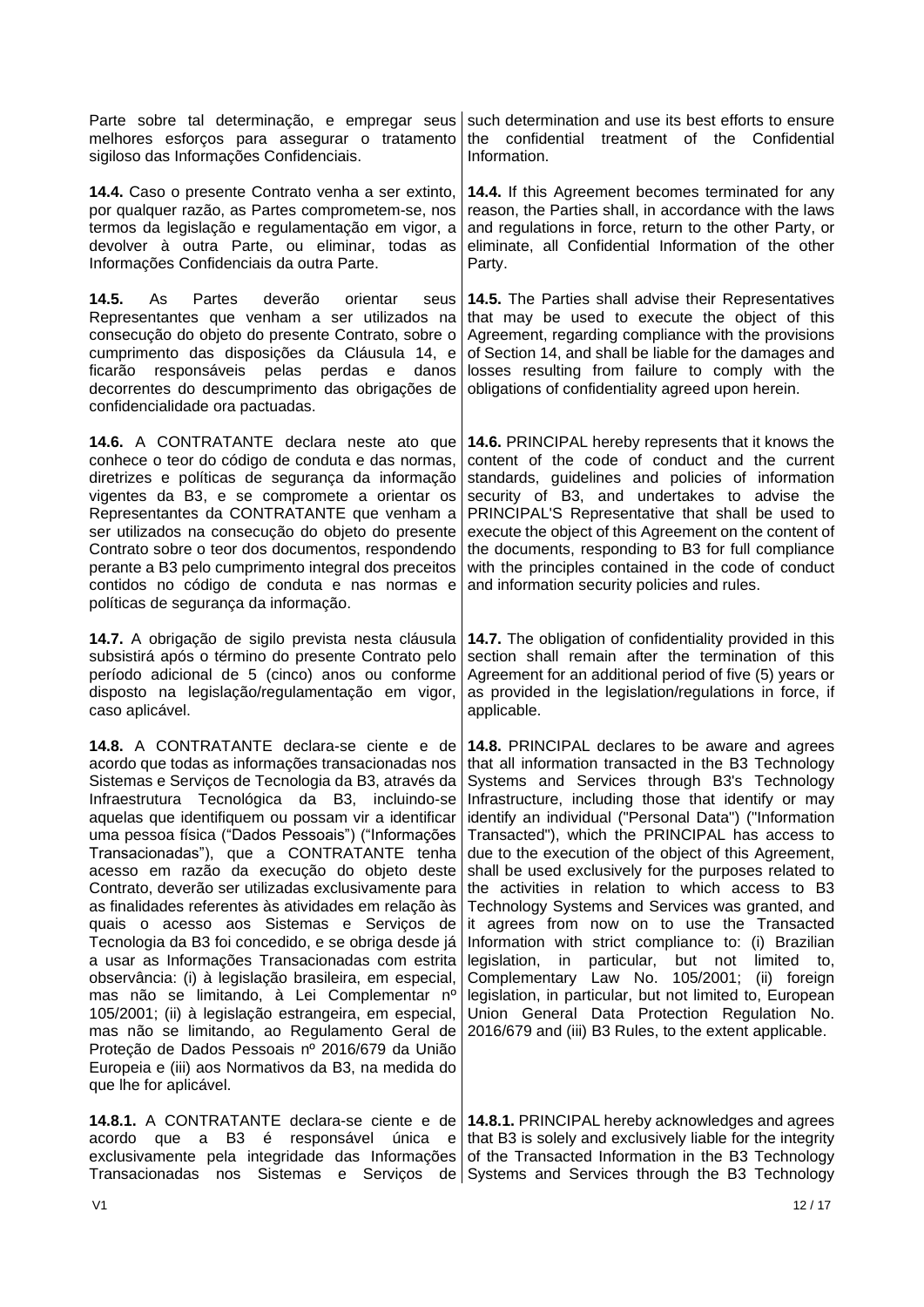Parte sobre tal determinação, e empregar seus melhores esforços para assegurar o tratamento sigiloso das Informações Confidenciais.

such determination and use its best efforts to ensure the confidential treatment of the Confidential Information.

**14.4.** Caso o presente Contrato venha a ser extinto, por qualquer razão, as Partes comprometem-se, nos termos da legislação e regulamentação em vigor, a devolver à outra Parte, ou eliminar, todas as Informações Confidenciais da outra Parte.

**14.4.** If this Agreement becomes terminated for any reason, the Parties shall, in accordance with the laws and regulations in force, return to the other Party, or eliminate, all Confidential Information of the other Party.

**14.5.** As Partes deverão orientar seus Representantes que venham a ser utilizados na consecução do objeto do presente Contrato, sobre o cumprimento das disposições da Cláusula 14, e ficarão responsáveis pelas perdas e danos decorrentes do descumprimento das obrigações de confidencialidade ora pactuadas.

**14.5.** The Parties shall advise their Representatives that may be used to execute the object of this Agreement, regarding compliance with the provisions of Section 14, and shall be liable for the damages and losses resulting from failure to comply with the obligations of confidentiality agreed upon herein.

**14.6.** A CONTRATANTE declara neste ato que conhece o teor do código de conduta e das normas, diretrizes e políticas de segurança da informação vigentes da B3, e se compromete a orientar os Representantes da CONTRATANTE que venham a ser utilizados na consecução do objeto do presente Contrato sobre o teor dos documentos, respondendo perante a B3 pelo cumprimento integral dos preceitos contidos no código de conduta e nas normas e políticas de segurança da informação.

**14.6.** PRINCIPAL hereby represents that it knows the content of the code of conduct and the current standards, guidelines and policies of information security of B3, and undertakes to advise the PRINCIPAL'S Representative that shall be used to execute the object of this Agreement on the content of the documents, responding to B3 for full compliance with the principles contained in the code of conduct and information security policies and rules.

**14.7.** A obrigação de sigilo prevista nesta cláusula subsistirá após o término do presente Contrato pelo período adicional de 5 (cinco) anos ou conforme disposto na legislação/regulamentação em vigor, caso aplicável.

**14.7.** The obligation of confidentiality provided in this section shall remain after the termination of this Agreement for an additional period of five (5) years or as provided in the legislation/regulations in force, if applicable.

**14.8.** A CONTRATANTE declara-se ciente e de acordo que todas as informações transacionadas nos Sistemas e Serviços de Tecnologia da B3, através da Infraestrutura Tecnológica da B3, incluindo-se aquelas que identifiquem ou possam vir a identificar uma pessoa física ("Dados Pessoais") ("Informações Transacionadas"), que a CONTRATANTE tenha acesso em razão da execução do objeto deste Contrato, deverão ser utilizadas exclusivamente para as finalidades referentes às atividades em relação às quais o acesso aos Sistemas e Serviços de Tecnologia da B3 foi concedido, e se obriga desde já a usar as Informações Transacionadas com estrita observância: (i) à legislação brasileira, em especial, mas não se limitando, à Lei Complementar nº 105/2001; (ii) à legislação estrangeira, em especial, mas não se limitando, ao Regulamento Geral de Proteção de Dados Pessoais nº 2016/679 da União Europeia e (iii) aos Normativos da B3, na medida do que lhe for aplicável.

**14.8.** PRINCIPAL declares to be aware and agrees that all information transacted in the B3 Technology Systems and Services through B3's Technology Infrastructure, including those that identify or may identify an individual ("Personal Data") ("Information Transacted"), which the PRINCIPAL has access to due to the execution of the object of this Agreement, shall be used exclusively for the purposes related to the activities in relation to which access to B3 Technology Systems and Services was granted, and it agrees from now on to use the Transacted Information with strict compliance to: (i) Brazilian legislation, in particular, but not limited to, Complementary Law No. 105/2001; (ii) foreign legislation, in particular, but not limited to, European Union General Data Protection Regulation No. 2016/679 and (iii) B3 Rules, to the extent applicable.

**14.8.1.** A CONTRATANTE declara-se ciente e de acordo que a B3 é responsável única e exclusivamente pela integridade das Informações Transacionadas nos Sistemas e Serviços de

**14.8.1.** PRINCIPAL hereby acknowledges and agrees that B3 is solely and exclusively liable for the integrity of the Transacted Information in the B3 Technology Systems and Services through the B3 Technology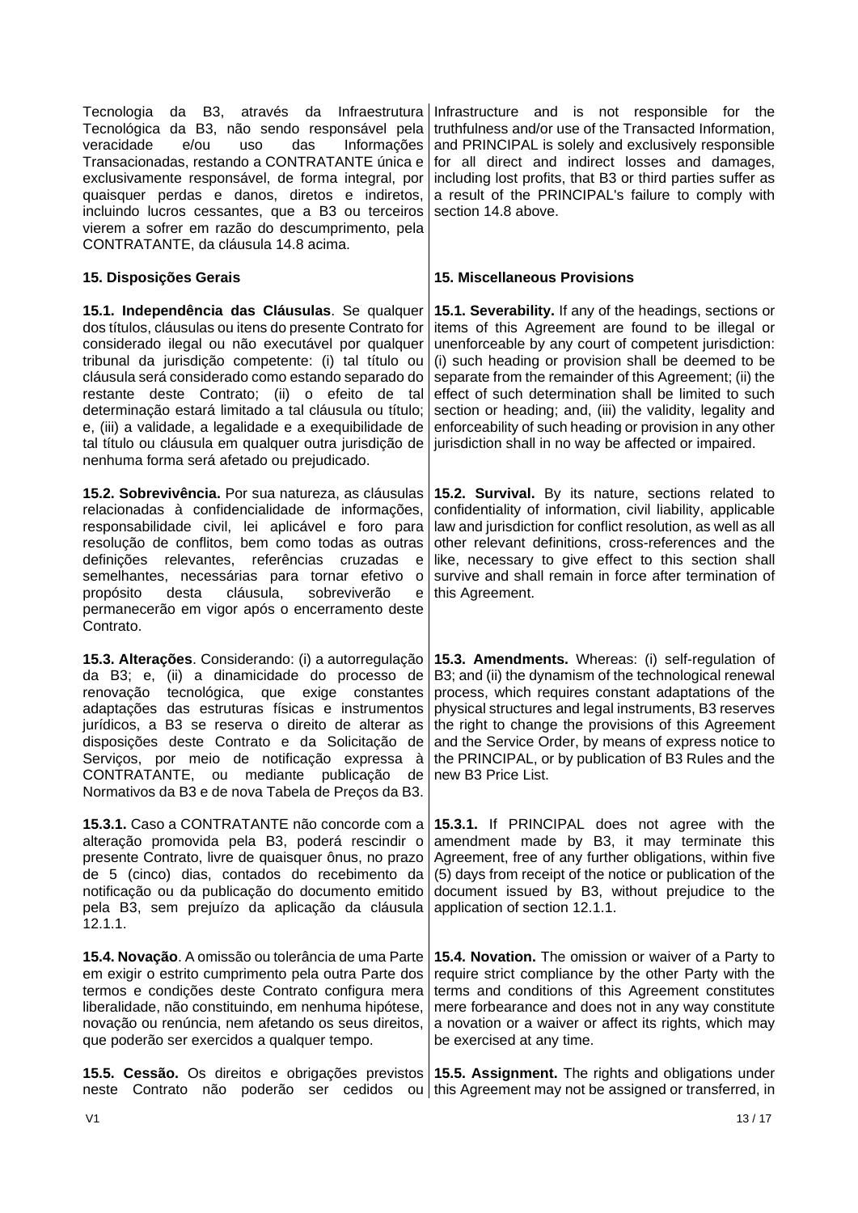Tecnologia da B3, através da Infraestrutura Tecnológica da B3, não sendo responsável pela veracidade e/ou uso das Informações Transacionadas, restando a CONTRATANTE única e exclusivamente responsável, de forma integral, por quaisquer perdas e danos, diretos e indiretos, incluindo lucros cessantes, que a B3 ou terceiros vierem a sofrer em razão do descumprimento, pela CONTRATANTE, da cláusula 14.8 acima.

Infrastructure and is not responsible for the truthfulness and/or use of the Transacted Information, and PRINCIPAL is solely and exclusively responsible for all direct and indirect losses and damages, including lost profits, that B3 or third parties suffer as a result of the PRINCIPAL's failure to comply with section 14.8 above.

**15. Disposições Gerais**

**15. Miscellaneous Provisions**

**15.1. Independência das Cláusulas**. Se qualquer dos títulos, cláusulas ou itens do presente Contrato for considerado ilegal ou não executável por qualquer tribunal da jurisdição competente: (i) tal título ou cláusula será considerado como estando separado do restante deste Contrato; (ii) o efeito de tal determinação estará limitado a tal cláusula ou título; e, (iii) a validade, a legalidade e a exequibilidade de tal título ou cláusula em qualquer outra jurisdição de nenhuma forma será afetado ou prejudicado.

**15.1. Severability.** If any of the headings, sections or items of this Agreement are found to be illegal or unenforceable by any court of competent jurisdiction: (i) such heading or provision shall be deemed to be separate from the remainder of this Agreement; (ii) the effect of such determination shall be limited to such section or heading; and, (iii) the validity, legality and enforceability of such heading or provision in any other jurisdiction shall in no way be affected or impaired.

**15.2. Sobrevivência.** Por sua natureza, as cláusulas relacionadas à confidencialidade de informações, responsabilidade civil, lei aplicável e foro para resolução de conflitos, bem como todas as outras definições relevantes, referências cruzadas e semelhantes, necessárias para tornar efetivo o propósito desta cláusula, sobreviverão e permanecerão em vigor após o encerramento deste Contrato.

**15.2. Survival.** By its nature, sections related to confidentiality of information, civil liability, applicable law and jurisdiction for conflict resolution, as well as all other relevant definitions, cross-references and the like, necessary to give effect to this section shall survive and shall remain in force after termination of this Agreement.

**15.3. Alterações**. Considerando: (i) a autorregulação da B3; e, (ii) a dinamicidade do processo de renovação tecnológica, que exige constantes adaptações das estruturas físicas e instrumentos jurídicos, a B3 se reserva o direito de alterar as disposições deste Contrato e da Solicitação de Serviços, por meio de notificação expressa à CONTRATANTE, ou mediante publicação de Normativos da B3 e de nova Tabela de Preços da B3.

**15.3. Amendments.** Whereas: (i) self-regulation of B3; and (ii) the dynamism of the technological renewal process, which requires constant adaptations of the physical structures and legal instruments, B3 reserves the right to change the provisions of this Agreement and the Service Order, by means of express notice to the PRINCIPAL, or by publication of B3 Rules and the new B3 Price List.

**15.3.1.** Caso a CONTRATANTE não concorde com a alteração promovida pela B3, poderá rescindir o presente Contrato, livre de quaisquer ônus, no prazo de 5 (cinco) dias, contados do recebimento da notificação ou da publicação do documento emitido pela B3, sem prejuízo da aplicação da cláusula 12.1.1.

**15.3.1.** If PRINCIPAL does not agree with the amendment made by B3, it may terminate this Agreement, free of any further obligations, within five (5) days from receipt of the notice or publication of the document issued by B3, without prejudice to the application of section 12.1.1.

**15.4. Novação**. A omissão ou tolerância de uma Parte em exigir o estrito cumprimento pela outra Parte dos termos e condições deste Contrato configura mera liberalidade, não constituindo, em nenhuma hipótese, novação ou renúncia, nem afetando os seus direitos, que poderão ser exercidos a qualquer tempo.

**15.4. Novation.** The omission or waiver of a Party to require strict compliance by the other Party with the terms and conditions of this Agreement constitutes mere forbearance and does not in any way constitute a novation or a waiver or affect its rights, which may be exercised at any time.

**15.5. Cessão.** Os direitos e obrigações previstos neste Contrato não poderão ser cedidos ou

**15.5. Assignment.** The rights and obligations under this Agreement may not be assigned or transferred, in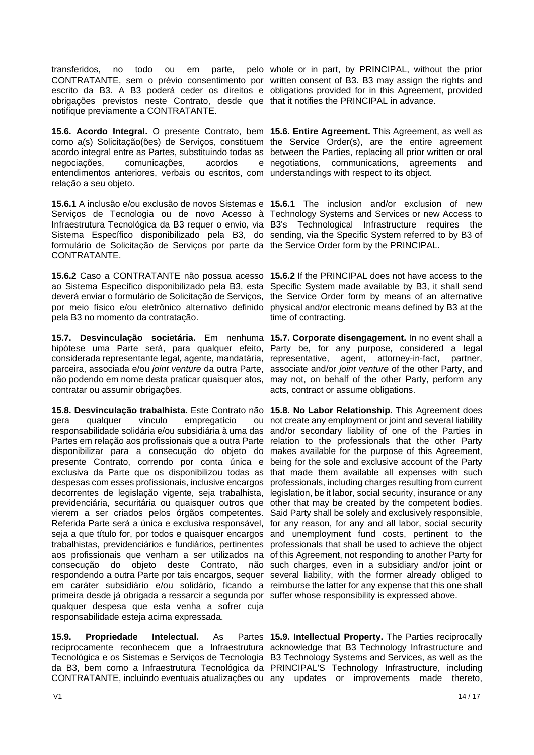transferidos, no todo ou em parte, pelo CONTRATANTE, sem o prévio consentimento por escrito da B3. A B3 poderá ceder os direitos e obrigações previstos neste Contrato, desde que notifique previamente a CONTRATANTE.

whole or in part, by PRINCIPAL, without the prior written consent of B3. B3 may assign the rights and obligations provided for in this Agreement, provided that it notifies the PRINCIPAL in advance.

**15.6. Acordo Integral.** O presente Contrato, bem como a(s) Solicitação(ões) de Serviços, constituem acordo integral entre as Partes, substituindo todas as negociações, comunicações, acordos e entendimentos anteriores, verbais ou escritos, com relação a seu objeto.

**15.6. Entire Agreement.** This Agreement, as well as the Service Order(s), are the entire agreement between the Parties, replacing all prior written or oral negotiations, communications, agreements and understandings with respect to its object.

**15.6.1** A inclusão e/ou exclusão de novos Sistemas e Serviços de Tecnologia ou de novo Acesso à Infraestrutura Tecnológica da B3 requer o envio, via Sistema Específico disponibilizado pela B3, do formulário de Solicitação de Serviços por parte da CONTRATANTE.

**15.6.1** The inclusion and/or exclusion of new Technology Systems and Services or new Access to B3's Technological Infrastructure requires the sending, via the Specific System referred to by B3 of the Service Order form by the PRINCIPAL.

**15.6.2** Caso a CONTRATANTE não possua acesso ao Sistema Específico disponibilizado pela B3, esta deverá enviar o formulário de Solicitação de Serviços, por meio físico e/ou eletrônico alternativo definido pela B3 no momento da contratação.

**15.6.2** If the PRINCIPAL does not have access to the Specific System made available by B3, it shall send the Service Order form by means of an alternative physical and/or electronic means defined by B3 at the time of contracting.

**15.7. Desvinculação societária.** Em nenhuma hipótese uma Parte será, para qualquer efeito, considerada representante legal, agente, mandatária, parceira, associada e/ou *joint venture* da outra Parte, não podendo em nome desta praticar quaisquer atos, contratar ou assumir obrigações.

**15.7. Corporate disengagement.** In no event shall a Party be, for any purpose, considered a legal representative, agent, attorney-in-fact, partner, associate and/or *joint venture* of the other Party, and may not, on behalf of the other Party, perform any acts, contract or assume obligations.

**15.8. Desvinculação trabalhista.** Este Contrato não gera qualquer vínculo empregatício ou responsabilidade solidária e/ou subsidiária à uma das Partes em relação aos profissionais que a outra Parte disponibilizar para a consecução do objeto do presente Contrato, correndo por conta única e exclusiva da Parte que os disponibilizou todas as despesas com esses profissionais, inclusive encargos decorrentes de legislação vigente, seja trabalhista, previdenciária, securitária ou quaisquer outros que vierem a ser criados pelos órgãos competentes. Referida Parte será a única e exclusiva responsável, seja a que título for, por todos e quaisquer encargos trabalhistas, previdenciários e fundiários, pertinentes aos profissionais que venham a ser utilizados na consecução do objeto deste Contrato, não respondendo a outra Parte por tais encargos, sequer em caráter subsidiário e/ou solidário, ficando a primeira desde já obrigada a ressarcir a segunda por qualquer despesa que esta venha a sofrer cuja responsabilidade esteja acima expressada.

**15.8. No Labor Relationship.** This Agreement does not create any employment or joint and several liability and/or secondary liability of one of the Parties in relation to the professionals that the other Party makes available for the purpose of this Agreement, being for the sole and exclusive account of the Party that made them available all expenses with such professionals, including charges resulting from current legislation, be it labor, social security, insurance or any other that may be created by the competent bodies. Said Party shall be solely and exclusively responsible, for any reason, for any and all labor, social security and unemployment fund costs, pertinent to the professionals that shall be used to achieve the object of this Agreement, not responding to another Party for such charges, even in a subsidiary and/or joint or several liability, with the former already obliged to reimburse the latter for any expense that this one shall suffer whose responsibility is expressed above.

**15.9. Propriedade Intelectual.** As Partes reciprocamente reconhecem que a Infraestrutura Tecnológica e os Sistemas e Serviços de Tecnologia da B3, bem como a Infraestrutura Tecnológica da CONTRATANTE, incluindo eventuais atualizações ou

**15.9. Intellectual Property.** The Parties reciprocally acknowledge that B3 Technology Infrastructure and B3 Technology Systems and Services, as well as the PRINCIPAL'S Technology Infrastructure, including any updates or improvements made thereto,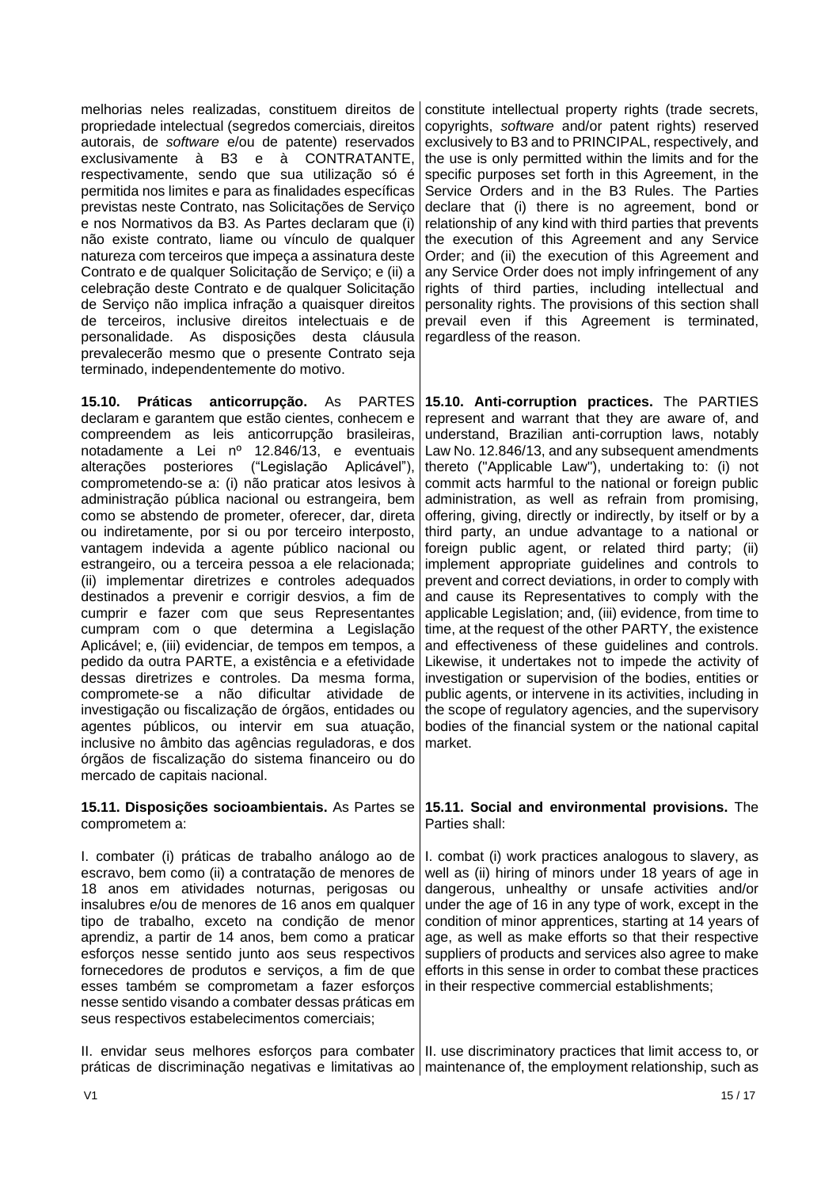melhorias neles realizadas, constituem direitos de propriedade intelectual (segredos comerciais, direitos autorais, de *software* e/ou de patente) reservados exclusivamente à B3 e à CONTRATANTE, respectivamente, sendo que sua utilização só é permitida nos limites e para as finalidades específicas previstas neste Contrato, nas Solicitações de Serviço e nos Normativos da B3. As Partes declaram que (i) não existe contrato, liame ou vínculo de qualquer natureza com terceiros que impeça a assinatura deste Contrato e de qualquer Solicitação de Serviço; e (ii) a celebração deste Contrato e de qualquer Solicitação de Serviço não implica infração a quaisquer direitos de terceiros, inclusive direitos intelectuais e de personalidade. As disposições desta cláusula prevalecerão mesmo que o presente Contrato seja terminado, independentemente do motivo.

constitute intellectual property rights (trade secrets, copyrights, *software* and/or patent rights) reserved exclusively to B3 and to PRINCIPAL, respectively, and the use is only permitted within the limits and for the specific purposes set forth in this Agreement, in the Service Orders and in the B3 Rules. The Parties declare that (i) there is no agreement, bond or relationship of any kind with third parties that prevents the execution of this Agreement and any Service Order; and (ii) the execution of this Agreement and any Service Order does not imply infringement of any rights of third parties, including intellectual and personality rights. The provisions of this section shall prevail even if this Agreement is terminated, regardless of the reason.

**15.10. Práticas anticorrupção.** As PARTES declaram e garantem que estão cientes, conhecem e compreendem as leis anticorrupção brasileiras, notadamente a Lei nº 12.846/13, e eventuais alterações posteriores ("Legislação Aplicável"), comprometendo-se a: (i) não praticar atos lesivos à administração pública nacional ou estrangeira, bem como se abstendo de prometer, oferecer, dar, direta ou indiretamente, por si ou por terceiro interposto, vantagem indevida a agente público nacional ou estrangeiro, ou a terceira pessoa a ele relacionada; (ii) implementar diretrizes e controles adequados destinados a prevenir e corrigir desvios, a fim de cumprir e fazer com que seus Representantes cumpram com o que determina a Legislação Aplicável; e, (iii) evidenciar, de tempos em tempos, a pedido da outra PARTE, a existência e a efetividade dessas diretrizes e controles. Da mesma forma, compromete-se a não dificultar atividade de investigação ou fiscalização de órgãos, entidades ou agentes públicos, ou intervir em sua atuação, inclusive no âmbito das agências reguladoras, e dos órgãos de fiscalização do sistema financeiro ou do mercado de capitais nacional.

**15.10. Anti-corruption practices.** The PARTIES represent and warrant that they are aware of, and understand, Brazilian anti-corruption laws, notably Law No. 12.846/13, and any subsequent amendments thereto ("Applicable Law"), undertaking to: (i) not commit acts harmful to the national or foreign public administration, as well as refrain from promising, offering, giving, directly or indirectly, by itself or by a third party, an undue advantage to a national or foreign public agent, or related third party; (ii) implement appropriate guidelines and controls to prevent and correct deviations, in order to comply with and cause its Representatives to comply with the applicable Legislation; and, (iii) evidence, from time to time, at the request of the other PARTY, the existence and effectiveness of these guidelines and controls. Likewise, it undertakes not to impede the activity of investigation or supervision of the bodies, entities or public agents, or intervene in its activities, including in the scope of regulatory agencies, and the supervisory bodies of the financial system or the national capital market.

**15.11. Disposições socioambientais.** As Partes se comprometem a:

**15.11. Social and environmental provisions.** The Parties shall:

I. combater (i) práticas de trabalho análogo ao de escravo, bem como (ii) a contratação de menores de 18 anos em atividades noturnas, perigosas ou insalubres e/ou de menores de 16 anos em qualquer tipo de trabalho, exceto na condição de menor aprendiz, a partir de 14 anos, bem como a praticar esforços nesse sentido junto aos seus respectivos fornecedores de produtos e serviços, a fim de que esses também se comprometam a fazer esforços nesse sentido visando a combater dessas práticas em seus respectivos estabelecimentos comerciais;

I. combat (i) work practices analogous to slavery, as well as (ii) hiring of minors under 18 years of age in dangerous, unhealthy or unsafe activities and/or under the age of 16 in any type of work, except in the condition of minor apprentices, starting at 14 years of age, as well as make efforts so that their respective suppliers of products and services also agree to make efforts in this sense in order to combat these practices in their respective commercial establishments;

II. envidar seus melhores esforços para combater práticas de discriminação negativas e limitativas ao

II. use discriminatory practices that limit access to, or maintenance of, the employment relationship, such as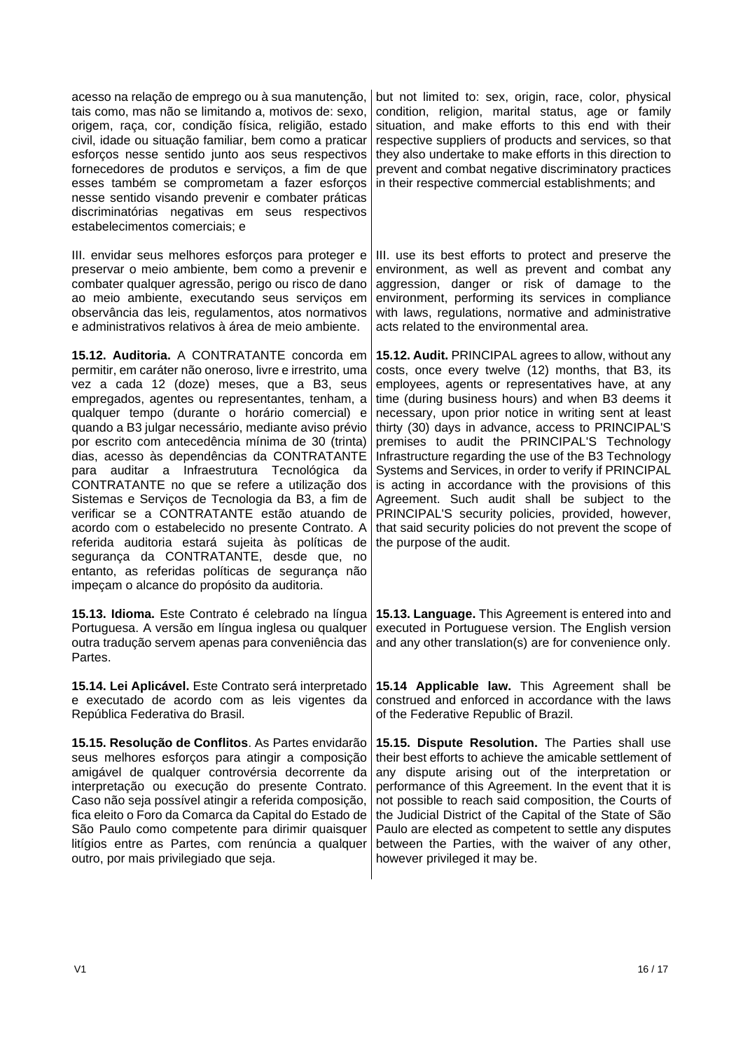| | |
|---|---|
| acesso na relação de emprego ou à sua manutenção, tais como, mas não se limitando a, motivos de: sexo, origem, raça, cor, condição física, religião, estado civil, idade ou situação familiar, bem como a praticar esforços nesse sentido junto aos seus respectivos fornecedores de produtos e serviços, a fim de que esses também se comprometam a fazer esforços nesse sentido visando prevenir e combater práticas discriminatórias negativas em seus respectivos estabelecimentos comerciais; e | but not limited to: sex, origin, race, color, physical condition, religion, marital status, age or family situation, and make efforts to this end with their respective suppliers of products and services, so that they also undertake to make efforts in this direction to prevent and combat negative discriminatory practices in their respective commercial establishments; and |
| III. envidar seus melhores esforços para proteger e preservar o meio ambiente, bem como a prevenir e combater qualquer agressão, perigo ou risco de dano ao meio ambiente, executando seus serviços em observância das leis, regulamentos, atos normativos e administrativos relativos à área de meio ambiente. | III. use its best efforts to protect and preserve the environment, as well as prevent and combat any aggression, danger or risk of damage to the environment, performing its services in compliance with laws, regulations, normative and administrative acts related to the environmental area. |
| **15.12. Auditoria.** A CONTRATANTE concorda em permitir, em caráter não oneroso, livre e irrestrito, uma vez a cada 12 (doze) meses, que a B3, seus empregados, agentes ou representantes, tenham, a qualquer tempo (durante o horário comercial) e quando a B3 julgar necessário, mediante aviso prévio por escrito com antecedência mínima de 30 (trinta) dias, acesso às dependências da CONTRATANTE para auditar a Infraestrutura Tecnológica da CONTRATANTE no que se refere a utilização dos Sistemas e Serviços de Tecnologia da B3, a fim de verificar se a CONTRATANTE estão atuando de acordo com o estabelecido no presente Contrato. A referida auditoria estará sujeita às políticas de segurança da CONTRATANTE, desde que, no entanto, as referidas políticas de segurança não impeçam o alcance do propósito da auditoria. | **15.12. Audit.** PRINCIPAL agrees to allow, without any costs, once every twelve (12) months, that B3, its employees, agents or representatives have, at any time (during business hours) and when B3 deems it necessary, upon prior notice in writing sent at least thirty (30) days in advance, access to PRINCIPAL'S premises to audit the PRINCIPAL'S Technology Infrastructure regarding the use of the B3 Technology Systems and Services, in order to verify if PRINCIPAL is acting in accordance with the provisions of this Agreement. Such audit shall be subject to the PRINCIPAL'S security policies, provided, however, that said security policies do not prevent the scope of the purpose of the audit. |
| **15.13. Idioma.** Este Contrato é celebrado na língua Portuguesa. A versão em língua inglesa ou qualquer outra tradução servem apenas para conveniência das Partes. | **15.13. Language.** This Agreement is entered into and executed in Portuguese version. The English version and any other translation(s) are for convenience only. |
| **15.14. Lei Aplicável.** Este Contrato será interpretado e executado de acordo com as leis vigentes da República Federativa do Brasil. | **15.14 Applicable law.** This Agreement shall be construed and enforced in accordance with the laws of the Federative Republic of Brazil. |
| **15.15. Resolução de Conflitos**. As Partes envidarão seus melhores esforços para atingir a composição amigável de qualquer controvérsia decorrente da interpretação ou execução do presente Contrato. Caso não seja possível atingir a referida composição, fica eleito o Foro da Comarca da Capital do Estado de São Paulo como competente para dirimir quaisquer litígios entre as Partes, com renúncia a qualquer outro, por mais privilegiado que seja. | **15.15. Dispute Resolution.** The Parties shall use their best efforts to achieve the amicable settlement of any dispute arising out of the interpretation or performance of this Agreement. In the event that it is not possible to reach said composition, the Courts of the Judicial District of the Capital of the State of São Paulo are elected as competent to settle any disputes between the Parties, with the waiver of any other, however privileged it may be. |

V1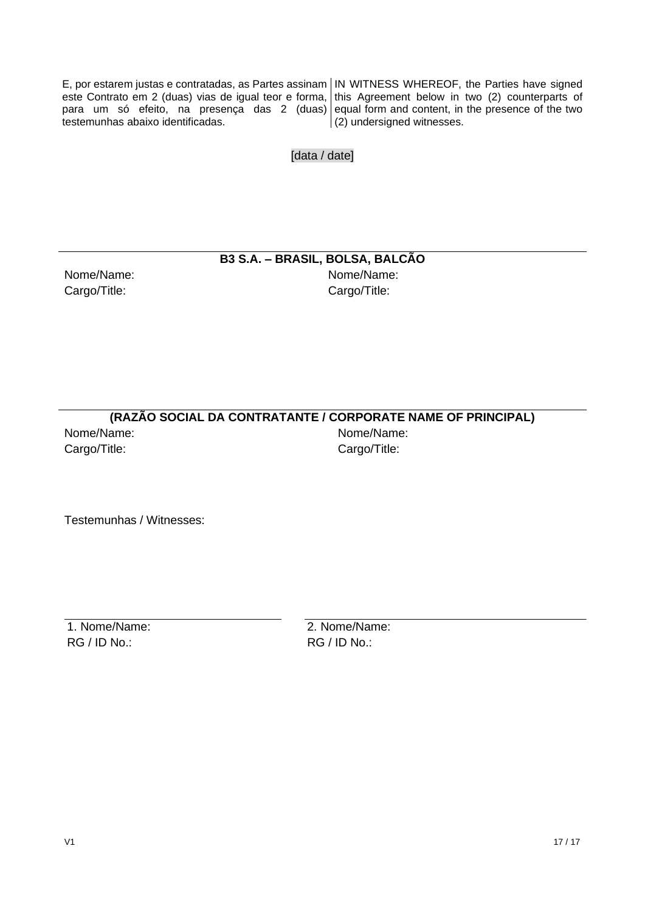| | |
|---|---|
| E, por estarem justas e contratadas, as Partes assinam este Contrato em 2 (duas) vias de igual teor e forma, para um só efeito, na presença das 2 (duas) testemunhas abaixo identificadas. | IN WITNESS WHEREOF, the Parties have signed this Agreement below in two (2) counterparts of equal form and content, in the presence of the two (2) undersigned witnesses. |

[data / date]

**B3 S.A. – BRASIL, BOLSA, BALCÃO**

Nome/Name:
Cargo/Title:

Nome/Name:
Cargo/Title:

**(RAZÃO SOCIAL DA CONTRATANTE / CORPORATE NAME OF PRINCIPAL)**

Nome/Name:
Cargo/Title:

Nome/Name:
Cargo/Title:

Testemunhas / Witnesses:

1. Nome/Name:
RG / ID No.:

2. Nome/Name:
RG / ID No.:

V1